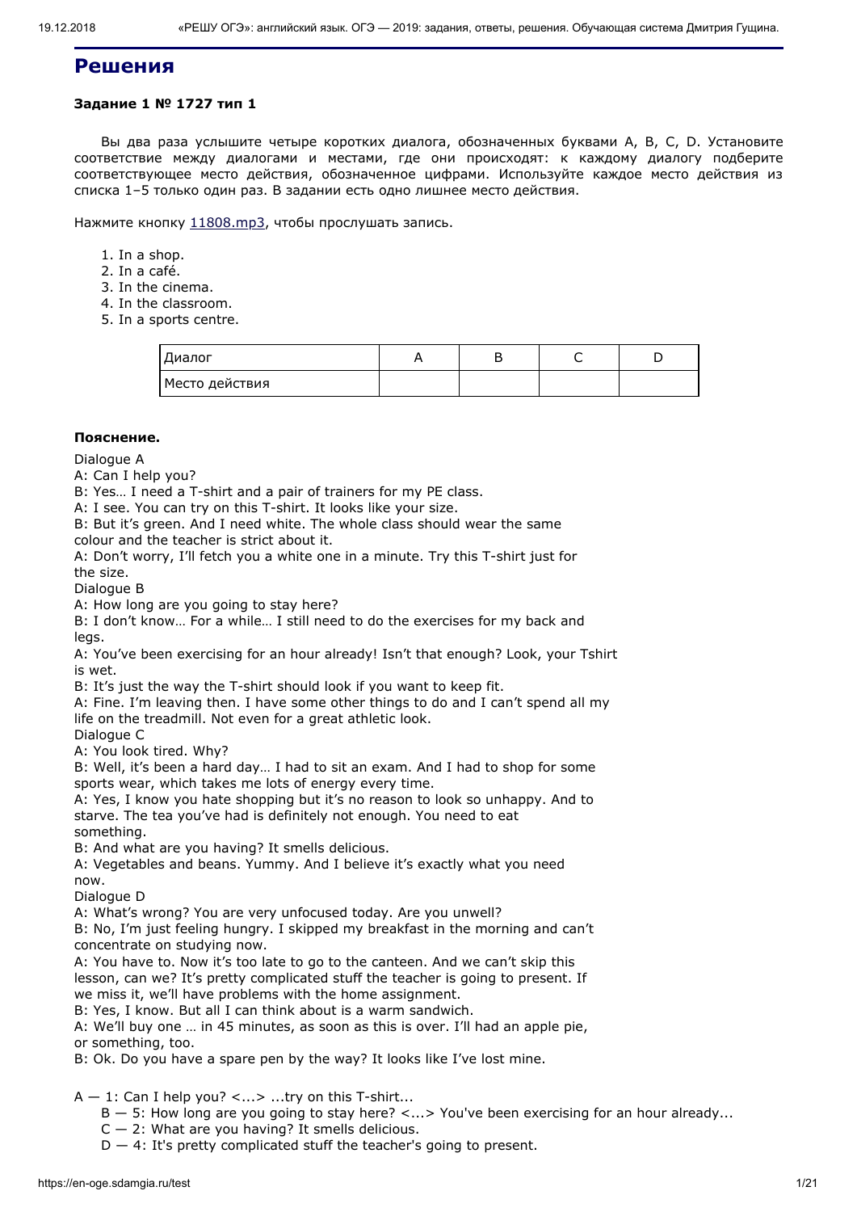## Решения

**Задание 1 № 1727 тип 1**

Вы два раза услышите четыре коротких диалога, обозначенных буквами А, B, C, D. Установите соответствие между диалогами и местами, где они происходят: к каждому диалогу подберите соответствующее место действия, обозначенное цифрами. Используйте каждое место действия из списка 1–5 только один раз. В задании есть одно лишнее место действия.

Нажмите кнопку 11808.mp3, чтобы прослушать запись.

1. In a shop.
2. In a café.
3. In the cinema.
4. In the classroom.
5. In a sports centre.

| Диалог | A | B | C | D |
|---|---|---|---|---|
| Место действия | | | | |

**Пояснение.**

Dialogue A
A: Can I help you?
B: Yes… I need a T-shirt and a pair of trainers for my PE class.
A: I see. You can try on this T-shirt. It looks like your size.
B: But it's green. And I need white. The whole class should wear the same colour and the teacher is strict about it.
A: Don't worry, I'll fetch you a white one in a minute. Try this T-shirt just for the size.
Dialogue B
A: How long are you going to stay here?
B: I don't know… For a while… I still need to do the exercises for my back and legs.
A: You've been exercising for an hour already! Isn't that enough? Look, your Tshirt is wet.
B: It's just the way the T-shirt should look if you want to keep fit.
A: Fine. I'm leaving then. I have some other things to do and I can't spend all my life on the treadmill. Not even for a great athletic look.
Dialogue C
A: You look tired. Why?
B: Well, it's been a hard day… I had to sit an exam. And I had to shop for some sports wear, which takes me lots of energy every time.
A: Yes, I know you hate shopping but it's no reason to look so unhappy. And to starve. The tea you've had is definitely not enough. You need to eat something.
B: And what are you having? It smells delicious.
A: Vegetables and beans. Yummy. And I believe it's exactly what you need now.
Dialogue D
A: What's wrong? You are very unfocused today. Are you unwell?
B: No, I'm just feeling hungry. I skipped my breakfast in the morning and can't concentrate on studying now.
A: You have to. Now it's too late to go to the canteen. And we can't skip this lesson, can we? It's pretty complicated stuff the teacher is going to present. If we miss it, we'll have problems with the home assignment.
B: Yes, I know. But all I can think about is a warm sandwich.
A: We'll buy one … in 45 minutes, as soon as this is over. I'll had an apple pie, or something, too.
B: Ok. Do you have a spare pen by the way? It looks like I've lost mine.

A — 1: Can I help you? <...> ...try on this T-shirt...
B — 5: How long are you going to stay here? <...> You've been exercising for an hour already...
C — 2: What are you having? It smells delicious.
D — 4: It's pretty complicated stuff the teacher's going to present.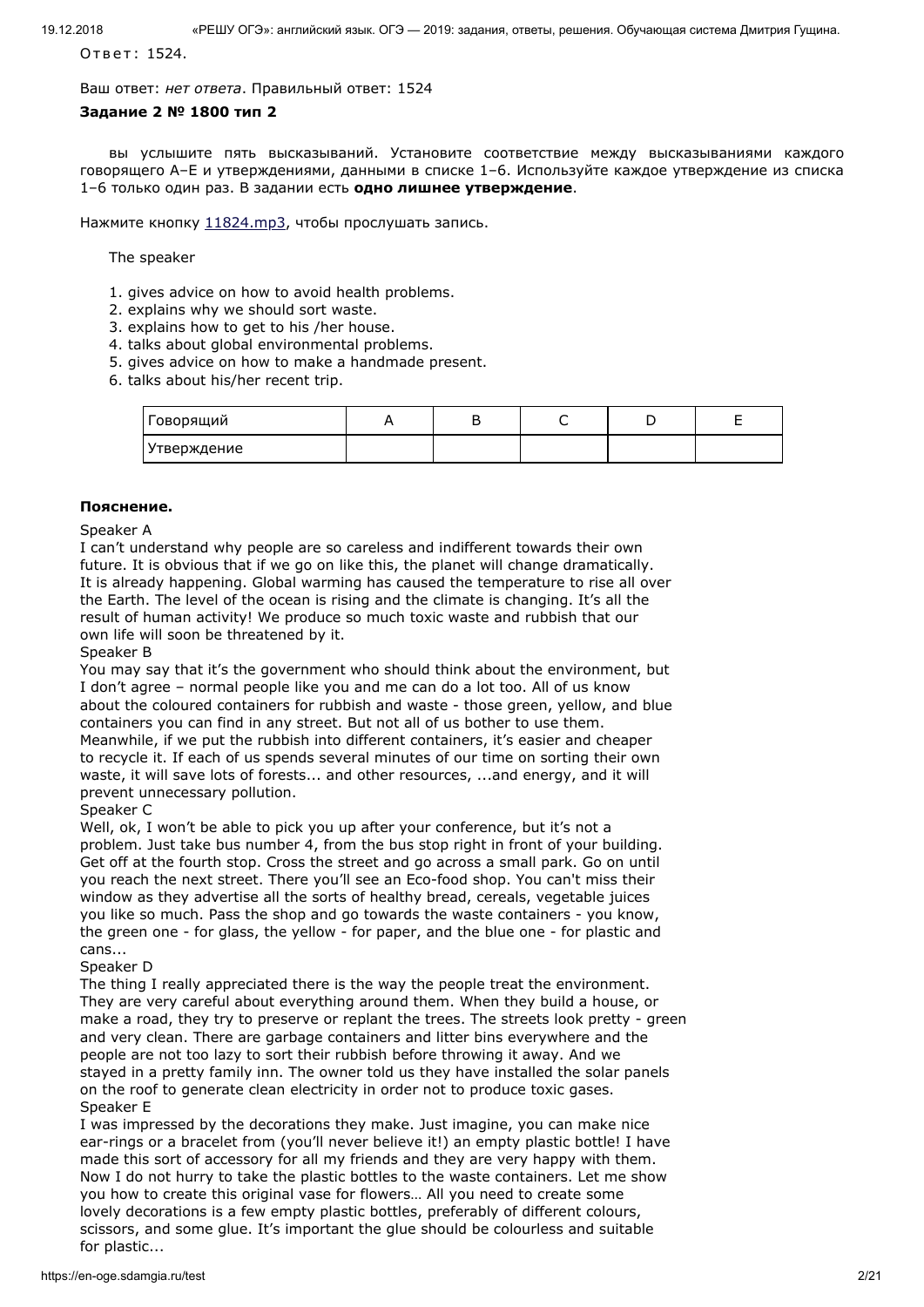Ответ: 1524.

Ваш ответ: *нет ответа*. Правильный ответ: 1524

**Задание 2 № 1800 тип 2**

вы услышите пять высказываний. Установите соответствие между высказываниями каждого говорящего А–Е и утверждениями, данными в списке 1–6. Используйте каждое утверждение из списка 1–6 только один раз. В задании есть **одно лишнее утверждение**.

Нажмите кнопку 11824.mp3, чтобы прослушать запись.

The speaker

1. gives advice on how to avoid health problems.
2. explains why we should sort waste.
3. explains how to get to his /her house.
4. talks about global environmental problems.
5. gives advice on how to make a handmade present.
6. talks about his/her recent trip.

| Говорящий | A | B | C | D | E |
|---|---|---|---|---|---|
| Утверждение | | | | | |

**Пояснение.**

Speaker A
I can't understand why people are so careless and indifferent towards their own future. It is obvious that if we go on like this, the planet will change dramatically. It is already happening. Global warming has caused the temperature to rise all over the Earth. The level of the ocean is rising and the climate is changing. It's all the result of human activity! We produce so much toxic waste and rubbish that our own life will soon be threatened by it.
Speaker B
You may say that it's the government who should think about the environment, but I don't agree – normal people like you and me can do a lot too. All of us know about the coloured containers for rubbish and waste - those green, yellow, and blue containers you can find in any street. But not all of us bother to use them. Meanwhile, if we put the rubbish into different containers, it's easier and cheaper to recycle it. If each of us spends several minutes of our time on sorting their own waste, it will save lots of forests... and other resources, ...and energy, and it will prevent unnecessary pollution.
Speaker C
Well, ok, I won't be able to pick you up after your conference, but it's not a problem. Just take bus number 4, from the bus stop right in front of your building. Get off at the fourth stop. Cross the street and go across a small park. Go on until you reach the next street. There you'll see an Eco-food shop. You can't miss their window as they advertise all the sorts of healthy bread, cereals, vegetable juices you like so much. Pass the shop and go towards the waste containers - you know, the green one - for glass, the yellow - for paper, and the blue one - for plastic and cans...
Speaker D
The thing I really appreciated there is the way the people treat the environment. They are very careful about everything around them. When they build a house, or make a road, they try to preserve or replant the trees. The streets look pretty - green and very clean. There are garbage containers and litter bins everywhere and the people are not too lazy to sort their rubbish before throwing it away. And we stayed in a pretty family inn. The owner told us they have installed the solar panels on the roof to generate clean electricity in order not to produce toxic gases.
Speaker E
I was impressed by the decorations they make. Just imagine, you can make nice ear-rings or a bracelet from (you'll never believe it!) an empty plastic bottle! I have made this sort of accessory for all my friends and they are very happy with them. Now I do not hurry to take the plastic bottles to the waste containers. Let me show you how to create this original vase for flowers… All you need to create some lovely decorations is a few empty plastic bottles, preferably of different colours, scissors, and some glue. It's important the glue should be colourless and suitable for plastic...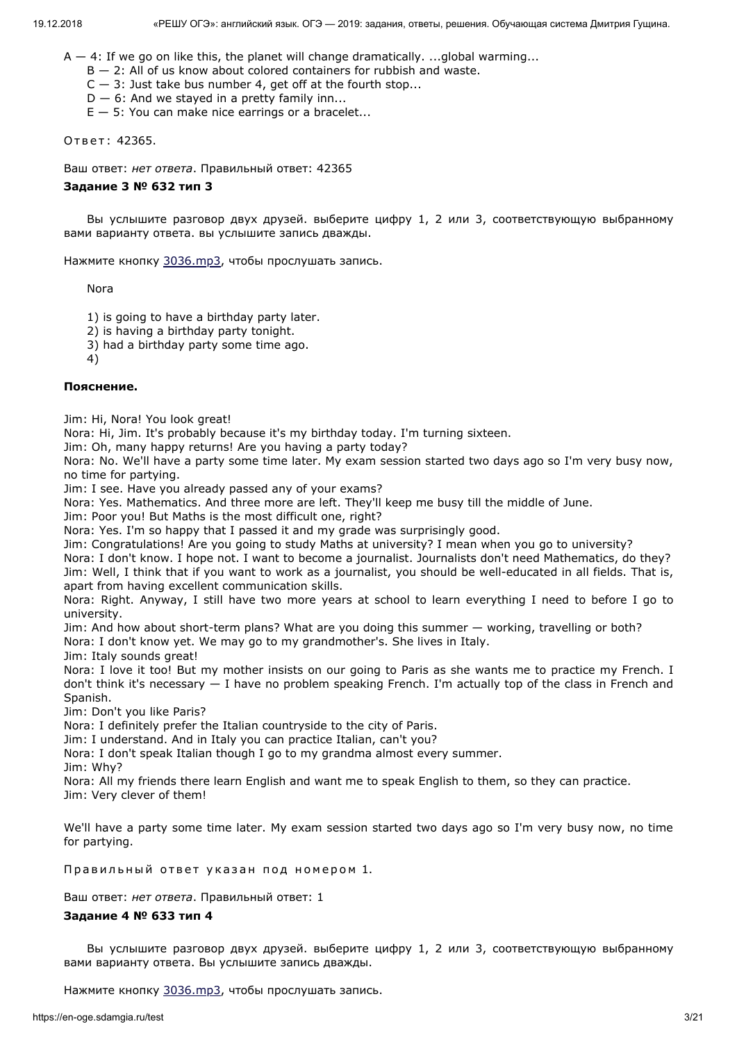A — 4: If we go on like this, the planet will change dramatically. ...global warming...
B — 2: All of us know about colored containers for rubbish and waste.
C — 3: Just take bus number 4, get off at the fourth stop...
D — 6: And we stayed in a pretty family inn...
E — 5: You can make nice earrings or a bracelet...

Ответ: 42365.

Ваш ответ: *нет ответа*. Правильный ответ: 42365

**Задание 3 № 632 тип 3**

Вы услышите разговор двух друзей. выберите цифру 1, 2 или 3, соответствующую выбранному вами варианту ответа. вы услышите запись дважды.

Нажмите кнопку 3036.mp3, чтобы прослушать запись.

Nora

1) is going to have a birthday party later.
2) is having a birthday party tonight.
3) had a birthday party some time ago.
4)

**Пояснение.**

Jim: Hi, Nora! You look great!
Nora: Hi, Jim. It's probably because it's my birthday today. I'm turning sixteen.
Jim: Oh, many happy returns! Are you having a party today?
Nora: No. We'll have a party some time later. My exam session started two days ago so I'm very busy now, no time for partying.
Jim: I see. Have you already passed any of your exams?
Nora: Yes. Mathematics. And three more are left. They'll keep me busy till the middle of June.
Jim: Poor you! But Maths is the most difficult one, right?
Nora: Yes. I'm so happy that I passed it and my grade was surprisingly good.
Jim: Congratulations! Are you going to study Maths at university? I mean when you go to university?
Nora: I don't know. I hope not. I want to become a journalist. Journalists don't need Mathematics, do they?
Jim: Well, I think that if you want to work as a journalist, you should be well-educated in all fields. That is, apart from having excellent communication skills.
Nora: Right. Anyway, I still have two more years at school to learn everything I need to before I go to university.
Jim: And how about short-term plans? What are you doing this summer — working, travelling or both?
Nora: I don't know yet. We may go to my grandmother's. She lives in Italy.
Jim: Italy sounds great!
Nora: I love it too! But my mother insists on our going to Paris as she wants me to practice my French. I don't think it's necessary — I have no problem speaking French. I'm actually top of the class in French and Spanish.
Jim: Don't you like Paris?
Nora: I definitely prefer the Italian countryside to the city of Paris.
Jim: I understand. And in Italy you can practice Italian, can't you?
Nora: I don't speak Italian though I go to my grandma almost every summer.
Jim: Why?
Nora: All my friends there learn English and want me to speak English to them, so they can practice.
Jim: Very clever of them!

We'll have a party some time later. My exam session started two days ago so I'm very busy now, no time for partying.

Правильный ответ указан под номером 1.

Ваш ответ: *нет ответа*. Правильный ответ: 1

**Задание 4 № 633 тип 4**

Вы услышите разговор двух друзей. выберите цифру 1, 2 или 3, соответствующую выбранному вами варианту ответа. Вы услышите запись дважды.

Нажмите кнопку 3036.mp3, чтобы прослушать запись.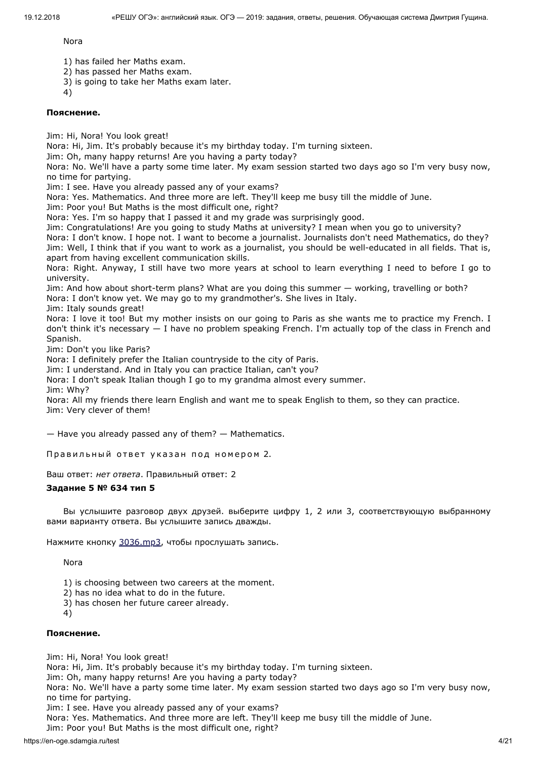Nora

1) has failed her Maths exam.
2) has passed her Maths exam.
3) is going to take her Maths exam later.
4)

**Пояснение.**

Jim: Hi, Nora! You look great!
Nora: Hi, Jim. It's probably because it's my birthday today. I'm turning sixteen.
Jim: Oh, many happy returns! Are you having a party today?
Nora: No. We'll have a party some time later. My exam session started two days ago so I'm very busy now, no time for partying.
Jim: I see. Have you already passed any of your exams?
Nora: Yes. Mathematics. And three more are left. They'll keep me busy till the middle of June.
Jim: Poor you! But Maths is the most difficult one, right?
Nora: Yes. I'm so happy that I passed it and my grade was surprisingly good.
Jim: Congratulations! Are you going to study Maths at university? I mean when you go to university?
Nora: I don't know. I hope not. I want to become a journalist. Journalists don't need Mathematics, do they?
Jim: Well, I think that if you want to work as a journalist, you should be well-educated in all fields. That is, apart from having excellent communication skills.
Nora: Right. Anyway, I still have two more years at school to learn everything I need to before I go to university.
Jim: And how about short-term plans? What are you doing this summer — working, travelling or both?
Nora: I don't know yet. We may go to my grandmother's. She lives in Italy.
Jim: Italy sounds great!
Nora: I love it too! But my mother insists on our going to Paris as she wants me to practice my French. I don't think it's necessary — I have no problem speaking French. I'm actually top of the class in French and Spanish.
Jim: Don't you like Paris?
Nora: I definitely prefer the Italian countryside to the city of Paris.
Jim: I understand. And in Italy you can practice Italian, can't you?
Nora: I don't speak Italian though I go to my grandma almost every summer.
Jim: Why?
Nora: All my friends there learn English and want me to speak English to them, so they can practice.
Jim: Very clever of them!

— Have you already passed any of them? — Mathematics.

Правильный ответ указан под номером 2.

Ваш ответ: *нет ответа*. Правильный ответ: 2

**Задание 5 № 634 тип 5**

Вы услышите разговор двух друзей. выберите цифру 1, 2 или 3, соответствующую выбранному вами варианту ответа. Вы услышите запись дважды.

Нажмите кнопку 3036.mp3, чтобы прослушать запись.

Nora

1) is choosing between two careers at the moment.
2) has no idea what to do in the future.
3) has chosen her future career already.
4)

**Пояснение.**

Jim: Hi, Nora! You look great!
Nora: Hi, Jim. It's probably because it's my birthday today. I'm turning sixteen.
Jim: Oh, many happy returns! Are you having a party today?
Nora: No. We'll have a party some time later. My exam session started two days ago so I'm very busy now, no time for partying.
Jim: I see. Have you already passed any of your exams?
Nora: Yes. Mathematics. And three more are left. They'll keep me busy till the middle of June.
Jim: Poor you! But Maths is the most difficult one, right?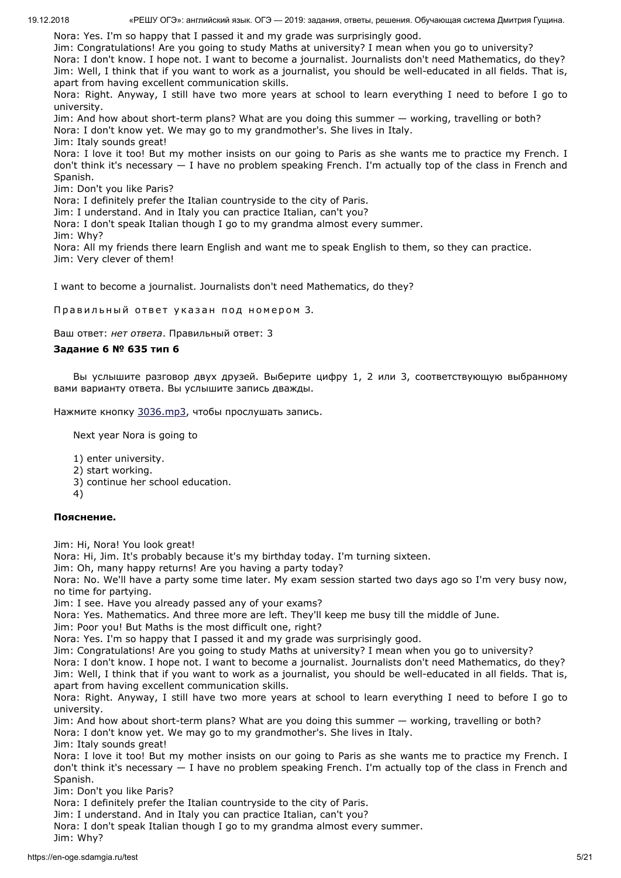Nora: Yes. I'm so happy that I passed it and my grade was surprisingly good.
Jim: Congratulations! Are you going to study Maths at university? I mean when you go to university?
Nora: I don't know. I hope not. I want to become a journalist. Journalists don't need Mathematics, do they?
Jim: Well, I think that if you want to work as a journalist, you should be well-educated in all fields. That is, apart from having excellent communication skills.
Nora: Right. Anyway, I still have two more years at school to learn everything I need to before I go to university.
Jim: And how about short-term plans? What are you doing this summer — working, travelling or both?
Nora: I don't know yet. We may go to my grandmother's. She lives in Italy.
Jim: Italy sounds great!
Nora: I love it too! But my mother insists on our going to Paris as she wants me to practice my French. I don't think it's necessary — I have no problem speaking French. I'm actually top of the class in French and Spanish.
Jim: Don't you like Paris?
Nora: I definitely prefer the Italian countryside to the city of Paris.
Jim: I understand. And in Italy you can practice Italian, can't you?
Nora: I don't speak Italian though I go to my grandma almost every summer.
Jim: Why?
Nora: All my friends there learn English and want me to speak English to them, so they can practice.
Jim: Very clever of them!

I want to become a journalist. Journalists don't need Mathematics, do they?

Правильный ответ указан под номером 3.

Ваш ответ: *нет ответа*. Правильный ответ: 3

**Задание 6 № 635 тип 6**

Вы услышите разговор двух друзей. Выберите цифру 1, 2 или 3, соответствующую выбранному вами варианту ответа. Вы услышите запись дважды.

Нажмите кнопку 3036.mp3, чтобы прослушать запись.

Next year Nora is going to

1) enter university.
2) start working.
3) continue her school education.
4)

**Пояснение.**

Jim: Hi, Nora! You look great!
Nora: Hi, Jim. It's probably because it's my birthday today. I'm turning sixteen.
Jim: Oh, many happy returns! Are you having a party today?
Nora: No. We'll have a party some time later. My exam session started two days ago so I'm very busy now, no time for partying.
Jim: I see. Have you already passed any of your exams?
Nora: Yes. Mathematics. And three more are left. They'll keep me busy till the middle of June.
Jim: Poor you! But Maths is the most difficult one, right?
Nora: Yes. I'm so happy that I passed it and my grade was surprisingly good.
Jim: Congratulations! Are you going to study Maths at university? I mean when you go to university?
Nora: I don't know. I hope not. I want to become a journalist. Journalists don't need Mathematics, do they?
Jim: Well, I think that if you want to work as a journalist, you should be well-educated in all fields. That is, apart from having excellent communication skills.
Nora: Right. Anyway, I still have two more years at school to learn everything I need to before I go to university.
Jim: And how about short-term plans? What are you doing this summer — working, travelling or both?
Nora: I don't know yet. We may go to my grandmother's. She lives in Italy.
Jim: Italy sounds great!
Nora: I love it too! But my mother insists on our going to Paris as she wants me to practice my French. I don't think it's necessary — I have no problem speaking French. I'm actually top of the class in French and Spanish.
Jim: Don't you like Paris?
Nora: I definitely prefer the Italian countryside to the city of Paris.
Jim: I understand. And in Italy you can practice Italian, can't you?
Nora: I don't speak Italian though I go to my grandma almost every summer.
Jim: Why?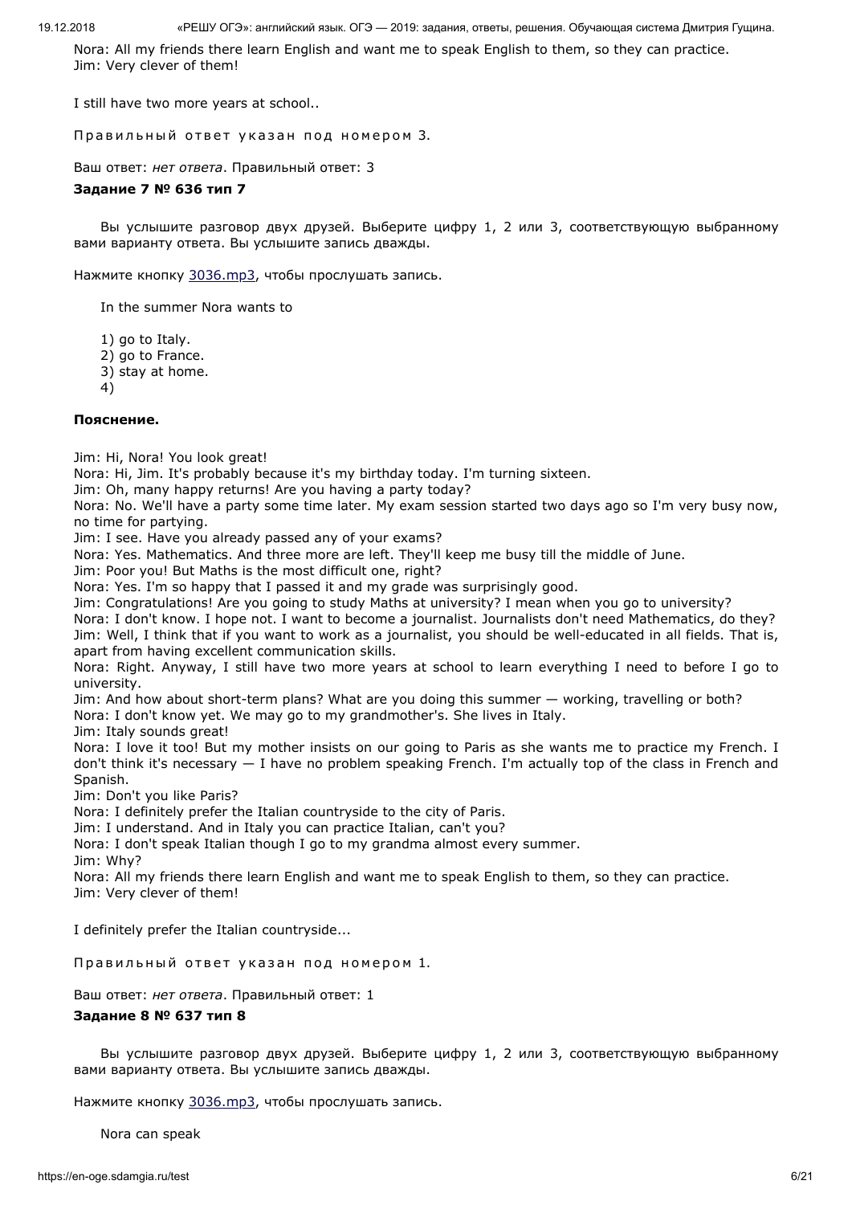Nora: All my friends there learn English and want me to speak English to them, so they can practice.
Jim: Very clever of them!

I still have two more years at school..

Правильный ответ указан под номером 3.

Ваш ответ: *нет ответа*. Правильный ответ: 3

**Задание 7 № 636 тип 7**

Вы услышите разговор двух друзей. Выберите цифру 1, 2 или 3, соответствующую выбранному вами варианту ответа. Вы услышите запись дважды.

Нажмите кнопку 3036.mp3, чтобы прослушать запись.

In the summer Nora wants to

1) go to Italy.
2) go to France.
3) stay at home.
4)

**Пояснение.**

Jim: Hi, Nora! You look great!
Nora: Hi, Jim. It's probably because it's my birthday today. I'm turning sixteen.
Jim: Oh, many happy returns! Are you having a party today?
Nora: No. We'll have a party some time later. My exam session started two days ago so I'm very busy now, no time for partying.
Jim: I see. Have you already passed any of your exams?
Nora: Yes. Mathematics. And three more are left. They'll keep me busy till the middle of June.
Jim: Poor you! But Maths is the most difficult one, right?
Nora: Yes. I'm so happy that I passed it and my grade was surprisingly good.
Jim: Congratulations! Are you going to study Maths at university? I mean when you go to university?
Nora: I don't know. I hope not. I want to become a journalist. Journalists don't need Mathematics, do they?
Jim: Well, I think that if you want to work as a journalist, you should be well-educated in all fields. That is, apart from having excellent communication skills.
Nora: Right. Anyway, I still have two more years at school to learn everything I need to before I go to university.
Jim: And how about short-term plans? What are you doing this summer — working, travelling or both?
Nora: I don't know yet. We may go to my grandmother's. She lives in Italy.
Jim: Italy sounds great!
Nora: I love it too! But my mother insists on our going to Paris as she wants me to practice my French. I don't think it's necessary — I have no problem speaking French. I'm actually top of the class in French and Spanish.
Jim: Don't you like Paris?
Nora: I definitely prefer the Italian countryside to the city of Paris.
Jim: I understand. And in Italy you can practice Italian, can't you?
Nora: I don't speak Italian though I go to my grandma almost every summer.
Jim: Why?
Nora: All my friends there learn English and want me to speak English to them, so they can practice.
Jim: Very clever of them!

I definitely prefer the Italian countryside...

Правильный ответ указан под номером 1.

Ваш ответ: *нет ответа*. Правильный ответ: 1

**Задание 8 № 637 тип 8**

Вы услышите разговор двух друзей. Выберите цифру 1, 2 или 3, соответствующую выбранному вами варианту ответа. Вы услышите запись дважды.

Нажмите кнопку 3036.mp3, чтобы прослушать запись.

Nora can speak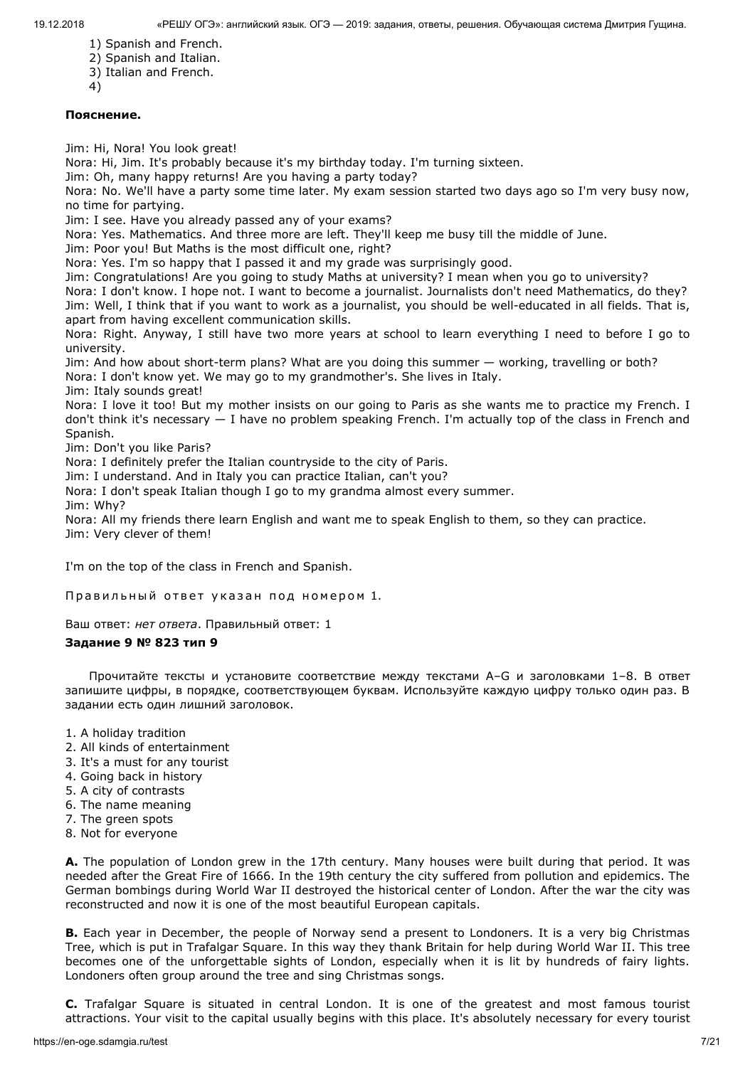1) Spanish and French.
2) Spanish and Italian.
3) Italian and French.
4)

**Пояснение.**

Jim: Hi, Nora! You look great!
Nora: Hi, Jim. It's probably because it's my birthday today. I'm turning sixteen.
Jim: Oh, many happy returns! Are you having a party today?
Nora: No. We'll have a party some time later. My exam session started two days ago so I'm very busy now, no time for partying.
Jim: I see. Have you already passed any of your exams?
Nora: Yes. Mathematics. And three more are left. They'll keep me busy till the middle of June.
Jim: Poor you! But Maths is the most difficult one, right?
Nora: Yes. I'm so happy that I passed it and my grade was surprisingly good.
Jim: Congratulations! Are you going to study Maths at university? I mean when you go to university?
Nora: I don't know. I hope not. I want to become a journalist. Journalists don't need Mathematics, do they?
Jim: Well, I think that if you want to work as a journalist, you should be well-educated in all fields. That is, apart from having excellent communication skills.
Nora: Right. Anyway, I still have two more years at school to learn everything I need to before I go to university.
Jim: And how about short-term plans? What are you doing this summer — working, travelling or both?
Nora: I don't know yet. We may go to my grandmother's. She lives in Italy.
Jim: Italy sounds great!
Nora: I love it too! But my mother insists on our going to Paris as she wants me to practice my French. I don't think it's necessary — I have no problem speaking French. I'm actually top of the class in French and Spanish.
Jim: Don't you like Paris?
Nora: I definitely prefer the Italian countryside to the city of Paris.
Jim: I understand. And in Italy you can practice Italian, can't you?
Nora: I don't speak Italian though I go to my grandma almost every summer.
Jim: Why?
Nora: All my friends there learn English and want me to speak English to them, so they can practice.
Jim: Very clever of them!

I'm on the top of the class in French and Spanish.

Правильный ответ указан под номером 1.

Ваш ответ: *нет ответа*. Правильный ответ: 1

**Задание 9 № 823 тип 9**

Прочитайте тексты и установите соответствие между текстами A–G и заголовками 1–8. В ответ запишите цифры, в порядке, соответствующем буквам. Используйте каждую цифру только один раз. В задании есть один лишний заголовок.

1. A holiday tradition
2. All kinds of entertainment
3. It's a must for any tourist
4. Going back in history
5. A city of contrasts
6. The name meaning
7. The green spots
8. Not for everyone

**A.** The population of London grew in the 17th century. Many houses were built during that period. It was needed after the Great Fire of 1666. In the 19th century the city suffered from pollution and epidemics. The German bombings during World War II destroyed the historical center of London. After the war the city was reconstructed and now it is one of the most beautiful European capitals.

**B.** Each year in December, the people of Norway send a present to Londoners. It is a very big Christmas Tree, which is put in Trafalgar Square. In this way they thank Britain for help during World War II. This tree becomes one of the unforgettable sights of London, especially when it is lit by hundreds of fairy lights. Londoners often group around the tree and sing Christmas songs.

**C.** Trafalgar Square is situated in central London. It is one of the greatest and most famous tourist attractions. Your visit to the capital usually begins with this place. It's absolutely necessary for every tourist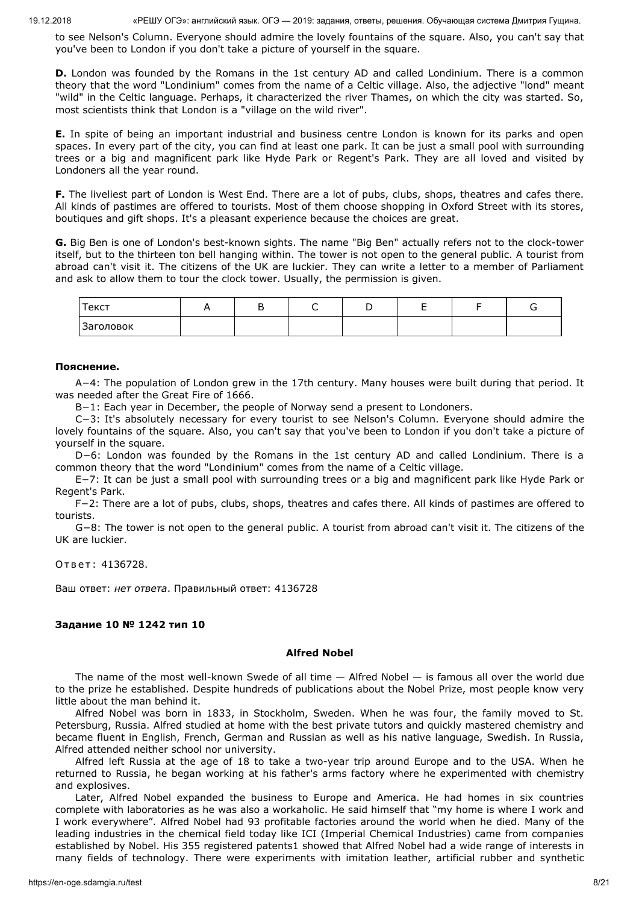to see Nelson's Column. Everyone should admire the lovely fountains of the square. Also, you can't say that you've been to London if you don't take a picture of yourself in the square.

**D.** London was founded by the Romans in the 1st century AD and called Londinium. There is a common theory that the word "Londinium" comes from the name of a Celtic village. Also, the adjective "lond" meant "wild" in the Celtic language. Perhaps, it characterized the river Thames, on which the city was started. So, most scientists think that London is a "village on the wild river".

**E.** In spite of being an important industrial and business centre London is known for its parks and open spaces. In every part of the city, you can find at least one park. It can be just a small pool with surrounding trees or a big and magnificent park like Hyde Park or Regent's Park. They are all loved and visited by Londoners all the year round.

**F.** The liveliest part of London is West End. There are a lot of pubs, clubs, shops, theatres and cafes there. All kinds of pastimes are offered to tourists. Most of them choose shopping in Oxford Street with its stores, boutiques and gift shops. It's a pleasant experience because the choices are great.

**G.** Big Ben is one of London's best-known sights. The name "Big Ben" actually refers not to the clock-tower itself, but to the thirteen ton bell hanging within. The tower is not open to the general public. A tourist from abroad can't visit it. The citizens of the UK are luckier. They can write a letter to a member of Parliament and ask to allow them to tour the clock tower. Usually, the permission is given.

| Текст | A | B | C | D | E | F | G |
|---|---|---|---|---|---|---|---|
| Заголовок | | | | | | | |

**Пояснение.**

A−4: The population of London grew in the 17th century. Many houses were built during that period. It was needed after the Great Fire of 1666.

B−1: Each year in December, the people of Norway send a present to Londoners.

C−3: It's absolutely necessary for every tourist to see Nelson's Column. Everyone should admire the lovely fountains of the square. Also, you can't say that you've been to London if you don't take a picture of yourself in the square.

D−6: London was founded by the Romans in the 1st century AD and called Londinium. There is a common theory that the word "Londinium" comes from the name of a Celtic village.

E−7: It can be just a small pool with surrounding trees or a big and magnificent park like Hyde Park or Regent's Park.

F−2: There are a lot of pubs, clubs, shops, theatres and cafes there. All kinds of pastimes are offered to tourists.

G−8: The tower is not open to the general public. A tourist from abroad can't visit it. The citizens of the UK are luckier.

Ответ: 4136728.

Ваш ответ: *нет ответа*. Правильный ответ: 4136728

**Задание 10 № 1242 тип 10**

**Alfred Nobel**

The name of the most well-known Swede of all time — Alfred Nobel — is famous all over the world due to the prize he established. Despite hundreds of publications about the Nobel Prize, most people know very little about the man behind it.

Alfred Nobel was born in 1833, in Stockholm, Sweden. When he was four, the family moved to St. Petersburg, Russia. Alfred studied at home with the best private tutors and quickly mastered chemistry and became fluent in English, French, German and Russian as well as his native language, Swedish. In Russia, Alfred attended neither school nor university.

Alfred left Russia at the age of 18 to take a two-year trip around Europe and to the USA. When he returned to Russia, he began working at his father's arms factory where he experimented with chemistry and explosives.

Later, Alfred Nobel expanded the business to Europe and America. He had homes in six countries complete with laboratories as he was also a workaholic. He said himself that "my home is where I work and I work everywhere". Alfred Nobel had 93 profitable factories around the world when he died. Many of the leading industries in the chemical field today like ICI (Imperial Chemical Industries) came from companies established by Nobel. His 355 registered patents1 showed that Alfred Nobel had a wide range of interests in many fields of technology. There were experiments with imitation leather, artificial rubber and synthetic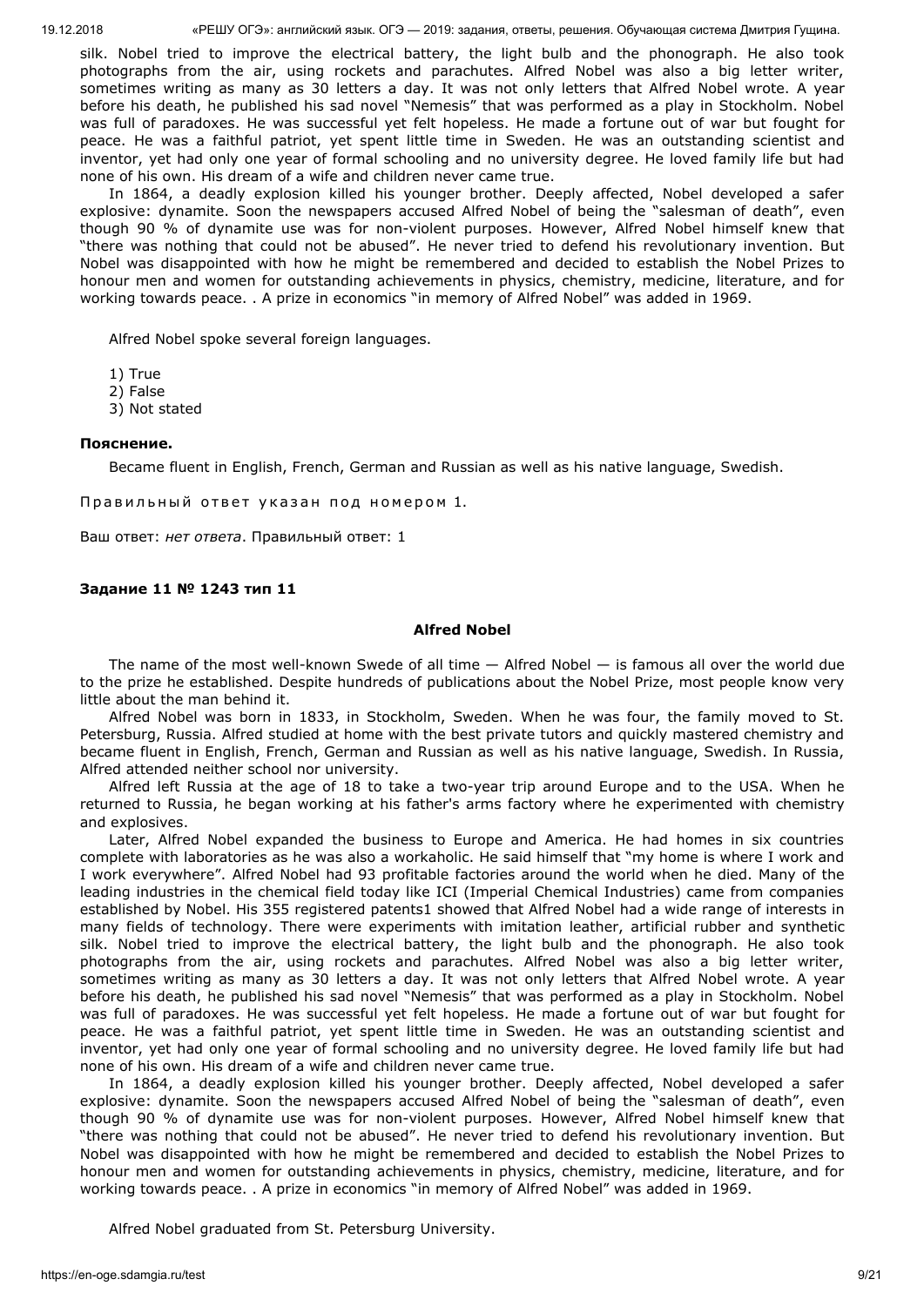silk. Nobel tried to improve the electrical battery, the light bulb and the phonograph. He also took photographs from the air, using rockets and parachutes. Alfred Nobel was also a big letter writer, sometimes writing as many as 30 letters a day. It was not only letters that Alfred Nobel wrote. A year before his death, he published his sad novel "Nemesis" that was performed as a play in Stockholm. Nobel was full of paradoxes. He was successful yet felt hopeless. He made a fortune out of war but fought for peace. He was a faithful patriot, yet spent little time in Sweden. He was an outstanding scientist and inventor, yet had only one year of formal schooling and no university degree. He loved family life but had none of his own. His dream of a wife and children never came true.

In 1864, a deadly explosion killed his younger brother. Deeply affected, Nobel developed a safer explosive: dynamite. Soon the newspapers accused Alfred Nobel of being the "salesman of death", even though 90 % of dynamite use was for non-violent purposes. However, Alfred Nobel himself knew that "there was nothing that could not be abused". He never tried to defend his revolutionary invention. But Nobel was disappointed with how he might be remembered and decided to establish the Nobel Prizes to honour men and women for outstanding achievements in physics, chemistry, medicine, literature, and for working towards peace. . A prize in economics "in memory of Alfred Nobel" was added in 1969.

Alfred Nobel spoke several foreign languages.

1) True
2) False
3) Not stated

**Пояснение.**

Became fluent in English, French, German and Russian as well as his native language, Swedish.

Правильный ответ указан под номером 1.

Ваш ответ: *нет ответа*. Правильный ответ: 1

**Задание 11 № 1243 тип 11**

**Alfred Nobel**

The name of the most well-known Swede of all time — Alfred Nobel — is famous all over the world due to the prize he established. Despite hundreds of publications about the Nobel Prize, most people know very little about the man behind it.

Alfred Nobel was born in 1833, in Stockholm, Sweden. When he was four, the family moved to St. Petersburg, Russia. Alfred studied at home with the best private tutors and quickly mastered chemistry and became fluent in English, French, German and Russian as well as his native language, Swedish. In Russia, Alfred attended neither school nor university.

Alfred left Russia at the age of 18 to take a two-year trip around Europe and to the USA. When he returned to Russia, he began working at his father's arms factory where he experimented with chemistry and explosives.

Later, Alfred Nobel expanded the business to Europe and America. He had homes in six countries complete with laboratories as he was also a workaholic. He said himself that "my home is where I work and I work everywhere". Alfred Nobel had 93 profitable factories around the world when he died. Many of the leading industries in the chemical field today like ICI (Imperial Chemical Industries) came from companies established by Nobel. His 355 registered patents1 showed that Alfred Nobel had a wide range of interests in many fields of technology. There were experiments with imitation leather, artificial rubber and synthetic silk. Nobel tried to improve the electrical battery, the light bulb and the phonograph. He also took photographs from the air, using rockets and parachutes. Alfred Nobel was also a big letter writer, sometimes writing as many as 30 letters a day. It was not only letters that Alfred Nobel wrote. A year before his death, he published his sad novel "Nemesis" that was performed as a play in Stockholm. Nobel was full of paradoxes. He was successful yet felt hopeless. He made a fortune out of war but fought for peace. He was a faithful patriot, yet spent little time in Sweden. He was an outstanding scientist and inventor, yet had only one year of formal schooling and no university degree. He loved family life but had none of his own. His dream of a wife and children never came true.

In 1864, a deadly explosion killed his younger brother. Deeply affected, Nobel developed a safer explosive: dynamite. Soon the newspapers accused Alfred Nobel of being the "salesman of death", even though 90 % of dynamite use was for non-violent purposes. However, Alfred Nobel himself knew that "there was nothing that could not be abused". He never tried to defend his revolutionary invention. But Nobel was disappointed with how he might be remembered and decided to establish the Nobel Prizes to honour men and women for outstanding achievements in physics, chemistry, medicine, literature, and for working towards peace. . A prize in economics "in memory of Alfred Nobel" was added in 1969.

Alfred Nobel graduated from St. Petersburg University.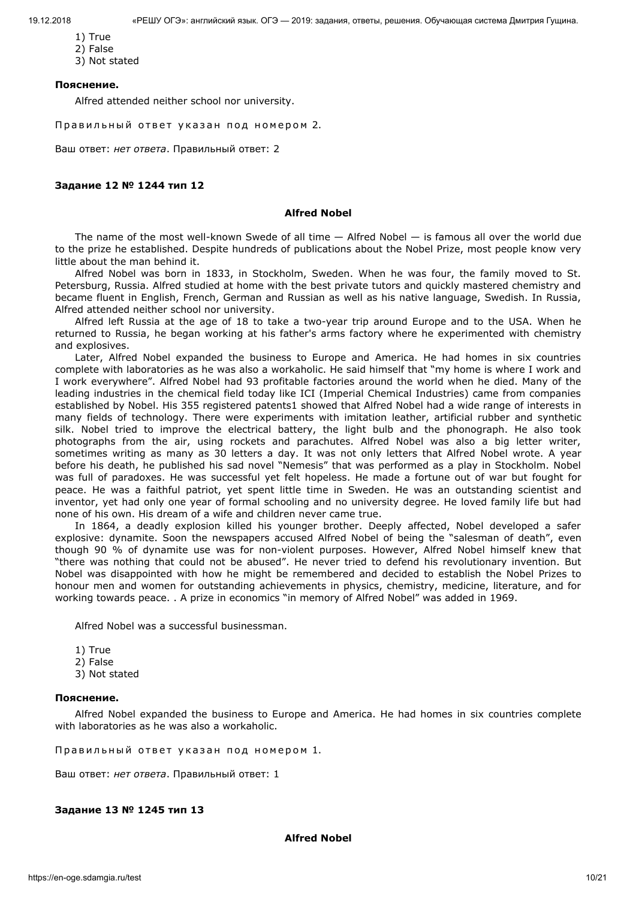1) True
2) False
3) Not stated

**Пояснение.**

Alfred attended neither school nor university.

Правильный ответ указан под номером 2.

Ваш ответ: *нет ответа*. Правильный ответ: 2

**Задание 12 № 1244 тип 12**

**Alfred Nobel**

The name of the most well-known Swede of all time — Alfred Nobel — is famous all over the world due to the prize he established. Despite hundreds of publications about the Nobel Prize, most people know very little about the man behind it.

Alfred Nobel was born in 1833, in Stockholm, Sweden. When he was four, the family moved to St. Petersburg, Russia. Alfred studied at home with the best private tutors and quickly mastered chemistry and became fluent in English, French, German and Russian as well as his native language, Swedish. In Russia, Alfred attended neither school nor university.

Alfred left Russia at the age of 18 to take a two-year trip around Europe and to the USA. When he returned to Russia, he began working at his father's arms factory where he experimented with chemistry and explosives.

Later, Alfred Nobel expanded the business to Europe and America. He had homes in six countries complete with laboratories as he was also a workaholic. He said himself that "my home is where I work and I work everywhere". Alfred Nobel had 93 profitable factories around the world when he died. Many of the leading industries in the chemical field today like ICI (Imperial Chemical Industries) came from companies established by Nobel. His 355 registered patents1 showed that Alfred Nobel had a wide range of interests in many fields of technology. There were experiments with imitation leather, artificial rubber and synthetic silk. Nobel tried to improve the electrical battery, the light bulb and the phonograph. He also took photographs from the air, using rockets and parachutes. Alfred Nobel was also a big letter writer, sometimes writing as many as 30 letters a day. It was not only letters that Alfred Nobel wrote. A year before his death, he published his sad novel "Nemesis" that was performed as a play in Stockholm. Nobel was full of paradoxes. He was successful yet felt hopeless. He made a fortune out of war but fought for peace. He was a faithful patriot, yet spent little time in Sweden. He was an outstanding scientist and inventor, yet had only one year of formal schooling and no university degree. He loved family life but had none of his own. His dream of a wife and children never came true.

In 1864, a deadly explosion killed his younger brother. Deeply affected, Nobel developed a safer explosive: dynamite. Soon the newspapers accused Alfred Nobel of being the "salesman of death", even though 90 % of dynamite use was for non-violent purposes. However, Alfred Nobel himself knew that "there was nothing that could not be abused". He never tried to defend his revolutionary invention. But Nobel was disappointed with how he might be remembered and decided to establish the Nobel Prizes to honour men and women for outstanding achievements in physics, chemistry, medicine, literature, and for working towards peace. . A prize in economics "in memory of Alfred Nobel" was added in 1969.

Alfred Nobel was a successful businessman.

1) True
2) False
3) Not stated

**Пояснение.**

Alfred Nobel expanded the business to Europe and America. He had homes in six countries complete with laboratories as he was also a workaholic.

Правильный ответ указан под номером 1.

Ваш ответ: *нет ответа*. Правильный ответ: 1

**Задание 13 № 1245 тип 13**

**Alfred Nobel**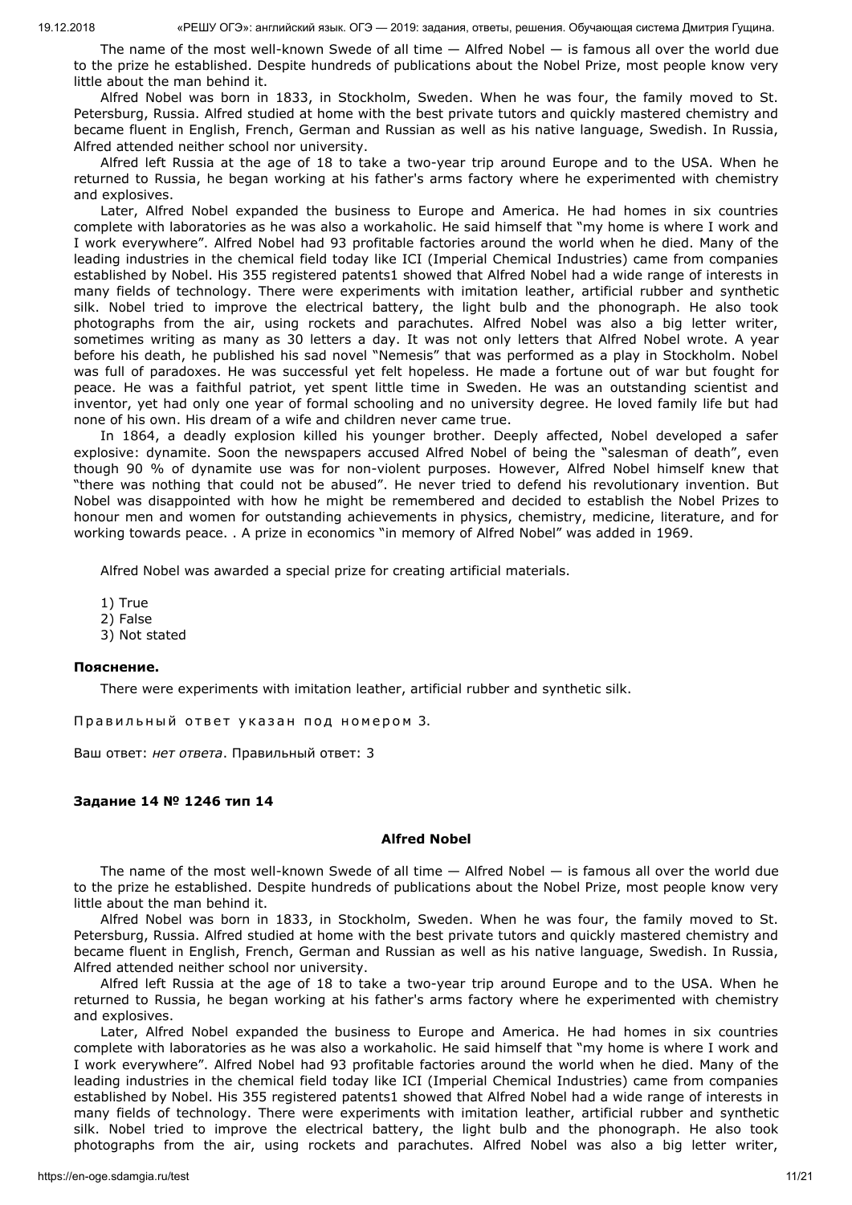The name of the most well-known Swede of all time — Alfred Nobel — is famous all over the world due to the prize he established. Despite hundreds of publications about the Nobel Prize, most people know very little about the man behind it.

Alfred Nobel was born in 1833, in Stockholm, Sweden. When he was four, the family moved to St. Petersburg, Russia. Alfred studied at home with the best private tutors and quickly mastered chemistry and became fluent in English, French, German and Russian as well as his native language, Swedish. In Russia, Alfred attended neither school nor university.

Alfred left Russia at the age of 18 to take a two-year trip around Europe and to the USA. When he returned to Russia, he began working at his father's arms factory where he experimented with chemistry and explosives.

Later, Alfred Nobel expanded the business to Europe and America. He had homes in six countries complete with laboratories as he was also a workaholic. He said himself that “my home is where I work and I work everywhere”. Alfred Nobel had 93 profitable factories around the world when he died. Many of the leading industries in the chemical field today like ICI (Imperial Chemical Industries) came from companies established by Nobel. His 355 registered patents1 showed that Alfred Nobel had a wide range of interests in many fields of technology. There were experiments with imitation leather, artificial rubber and synthetic silk. Nobel tried to improve the electrical battery, the light bulb and the phonograph. He also took photographs from the air, using rockets and parachutes. Alfred Nobel was also a big letter writer, sometimes writing as many as 30 letters a day. It was not only letters that Alfred Nobel wrote. A year before his death, he published his sad novel “Nemesis” that was performed as a play in Stockholm. Nobel was full of paradoxes. He was successful yet felt hopeless. He made a fortune out of war but fought for peace. He was a faithful patriot, yet spent little time in Sweden. He was an outstanding scientist and inventor, yet had only one year of formal schooling and no university degree. He loved family life but had none of his own. His dream of a wife and children never came true.

In 1864, a deadly explosion killed his younger brother. Deeply affected, Nobel developed a safer explosive: dynamite. Soon the newspapers accused Alfred Nobel of being the “salesman of death”, even though 90 % of dynamite use was for non-violent purposes. However, Alfred Nobel himself knew that “there was nothing that could not be abused”. He never tried to defend his revolutionary invention. But Nobel was disappointed with how he might be remembered and decided to establish the Nobel Prizes to honour men and women for outstanding achievements in physics, chemistry, medicine, literature, and for working towards peace. . A prize in economics “in memory of Alfred Nobel” was added in 1969.

Alfred Nobel was awarded a special prize for creating artificial materials.

1) True
2) False
3) Not stated

**Пояснение.**

There were experiments with imitation leather, artificial rubber and synthetic silk.

Правильный ответ указан под номером 3.

Ваш ответ: *нет ответа*. Правильный ответ: 3

**Задание 14 № 1246 тип 14**

**Alfred Nobel**

The name of the most well-known Swede of all time — Alfred Nobel — is famous all over the world due to the prize he established. Despite hundreds of publications about the Nobel Prize, most people know very little about the man behind it.

Alfred Nobel was born in 1833, in Stockholm, Sweden. When he was four, the family moved to St. Petersburg, Russia. Alfred studied at home with the best private tutors and quickly mastered chemistry and became fluent in English, French, German and Russian as well as his native language, Swedish. In Russia, Alfred attended neither school nor university.

Alfred left Russia at the age of 18 to take a two-year trip around Europe and to the USA. When he returned to Russia, he began working at his father's arms factory where he experimented with chemistry and explosives.

Later, Alfred Nobel expanded the business to Europe and America. He had homes in six countries complete with laboratories as he was also a workaholic. He said himself that “my home is where I work and I work everywhere”. Alfred Nobel had 93 profitable factories around the world when he died. Many of the leading industries in the chemical field today like ICI (Imperial Chemical Industries) came from companies established by Nobel. His 355 registered patents1 showed that Alfred Nobel had a wide range of interests in many fields of technology. There were experiments with imitation leather, artificial rubber and synthetic silk. Nobel tried to improve the electrical battery, the light bulb and the phonograph. He also took photographs from the air, using rockets and parachutes. Alfred Nobel was also a big letter writer,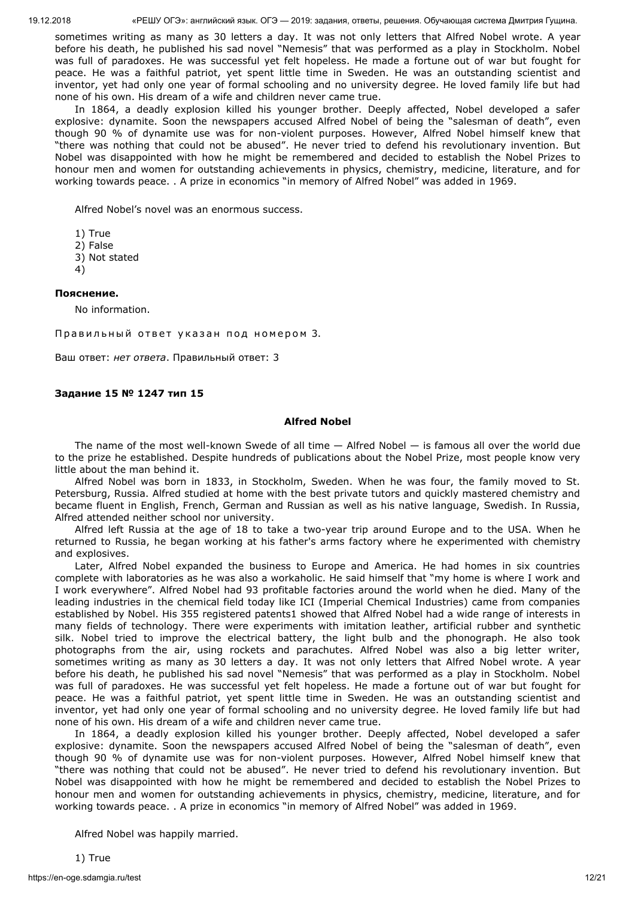sometimes writing as many as 30 letters a day. It was not only letters that Alfred Nobel wrote. A year before his death, he published his sad novel "Nemesis" that was performed as a play in Stockholm. Nobel was full of paradoxes. He was successful yet felt hopeless. He made a fortune out of war but fought for peace. He was a faithful patriot, yet spent little time in Sweden. He was an outstanding scientist and inventor, yet had only one year of formal schooling and no university degree. He loved family life but had none of his own. His dream of a wife and children never came true.

In 1864, a deadly explosion killed his younger brother. Deeply affected, Nobel developed a safer explosive: dynamite. Soon the newspapers accused Alfred Nobel of being the "salesman of death", even though 90 % of dynamite use was for non-violent purposes. However, Alfred Nobel himself knew that "there was nothing that could not be abused". He never tried to defend his revolutionary invention. But Nobel was disappointed with how he might be remembered and decided to establish the Nobel Prizes to honour men and women for outstanding achievements in physics, chemistry, medicine, literature, and for working towards peace. . A prize in economics "in memory of Alfred Nobel" was added in 1969.

Alfred Nobel's novel was an enormous success.

1) True
2) False
3) Not stated
4)

**Пояснение.**

No information.

Правильный ответ указан под номером 3.

Ваш ответ: *нет ответа*. Правильный ответ: 3

**Задание 15 № 1247 тип 15**

**Alfred Nobel**

The name of the most well-known Swede of all time — Alfred Nobel — is famous all over the world due to the prize he established. Despite hundreds of publications about the Nobel Prize, most people know very little about the man behind it.

Alfred Nobel was born in 1833, in Stockholm, Sweden. When he was four, the family moved to St. Petersburg, Russia. Alfred studied at home with the best private tutors and quickly mastered chemistry and became fluent in English, French, German and Russian as well as his native language, Swedish. In Russia, Alfred attended neither school nor university.

Alfred left Russia at the age of 18 to take a two-year trip around Europe and to the USA. When he returned to Russia, he began working at his father's arms factory where he experimented with chemistry and explosives.

Later, Alfred Nobel expanded the business to Europe and America. He had homes in six countries complete with laboratories as he was also a workaholic. He said himself that "my home is where I work and I work everywhere". Alfred Nobel had 93 profitable factories around the world when he died. Many of the leading industries in the chemical field today like ICI (Imperial Chemical Industries) came from companies established by Nobel. His 355 registered patents1 showed that Alfred Nobel had a wide range of interests in many fields of technology. There were experiments with imitation leather, artificial rubber and synthetic silk. Nobel tried to improve the electrical battery, the light bulb and the phonograph. He also took photographs from the air, using rockets and parachutes. Alfred Nobel was also a big letter writer, sometimes writing as many as 30 letters a day. It was not only letters that Alfred Nobel wrote. A year before his death, he published his sad novel "Nemesis" that was performed as a play in Stockholm. Nobel was full of paradoxes. He was successful yet felt hopeless. He made a fortune out of war but fought for peace. He was a faithful patriot, yet spent little time in Sweden. He was an outstanding scientist and inventor, yet had only one year of formal schooling and no university degree. He loved family life but had none of his own. His dream of a wife and children never came true.

In 1864, a deadly explosion killed his younger brother. Deeply affected, Nobel developed a safer explosive: dynamite. Soon the newspapers accused Alfred Nobel of being the "salesman of death", even though 90 % of dynamite use was for non-violent purposes. However, Alfred Nobel himself knew that "there was nothing that could not be abused". He never tried to defend his revolutionary invention. But Nobel was disappointed with how he might be remembered and decided to establish the Nobel Prizes to honour men and women for outstanding achievements in physics, chemistry, medicine, literature, and for working towards peace. . A prize in economics "in memory of Alfred Nobel" was added in 1969.

Alfred Nobel was happily married.

1) True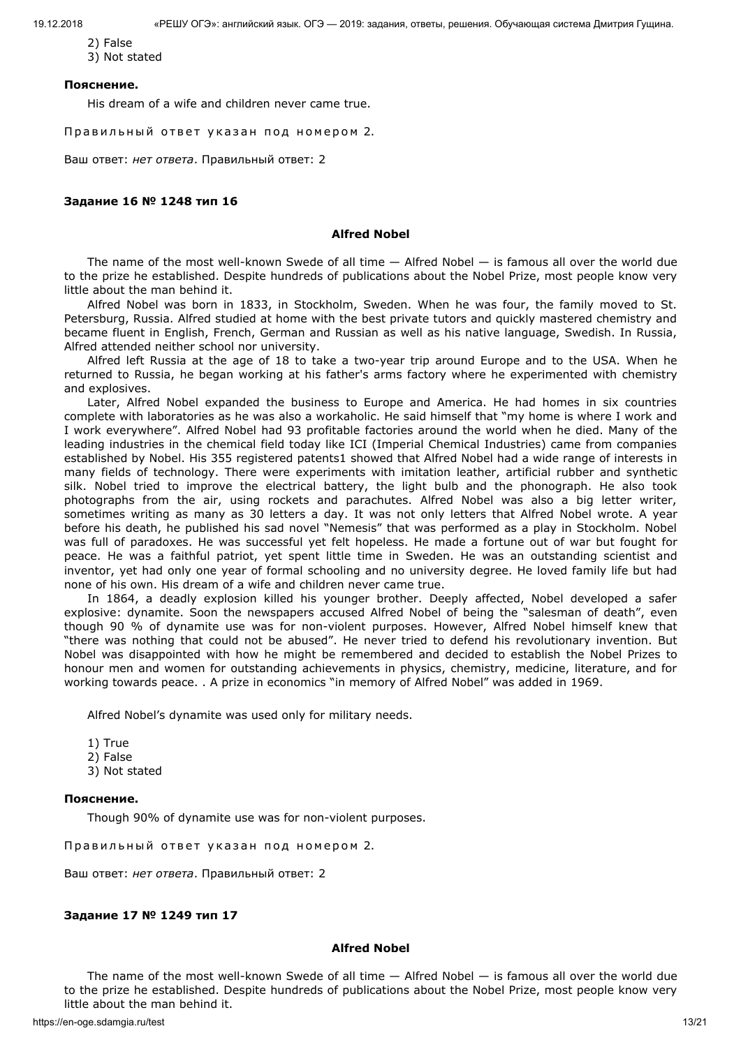2) False
3) Not stated

**Пояснение.**

His dream of a wife and children never came true.

Правильный ответ указан под номером 2.

Ваш ответ: *нет ответа*. Правильный ответ: 2

**Задание 16 № 1248 тип 16**

**Alfred Nobel**

The name of the most well-known Swede of all time — Alfred Nobel — is famous all over the world due to the prize he established. Despite hundreds of publications about the Nobel Prize, most people know very little about the man behind it.

Alfred Nobel was born in 1833, in Stockholm, Sweden. When he was four, the family moved to St. Petersburg, Russia. Alfred studied at home with the best private tutors and quickly mastered chemistry and became fluent in English, French, German and Russian as well as his native language, Swedish. In Russia, Alfred attended neither school nor university.

Alfred left Russia at the age of 18 to take a two-year trip around Europe and to the USA. When he returned to Russia, he began working at his father's arms factory where he experimented with chemistry and explosives.

Later, Alfred Nobel expanded the business to Europe and America. He had homes in six countries complete with laboratories as he was also a workaholic. He said himself that "my home is where I work and I work everywhere". Alfred Nobel had 93 profitable factories around the world when he died. Many of the leading industries in the chemical field today like ICI (Imperial Chemical Industries) came from companies established by Nobel. His 355 registered patents1 showed that Alfred Nobel had a wide range of interests in many fields of technology. There were experiments with imitation leather, artificial rubber and synthetic silk. Nobel tried to improve the electrical battery, the light bulb and the phonograph. He also took photographs from the air, using rockets and parachutes. Alfred Nobel was also a big letter writer, sometimes writing as many as 30 letters a day. It was not only letters that Alfred Nobel wrote. A year before his death, he published his sad novel "Nemesis" that was performed as a play in Stockholm. Nobel was full of paradoxes. He was successful yet felt hopeless. He made a fortune out of war but fought for peace. He was a faithful patriot, yet spent little time in Sweden. He was an outstanding scientist and inventor, yet had only one year of formal schooling and no university degree. He loved family life but had none of his own. His dream of a wife and children never came true.

In 1864, a deadly explosion killed his younger brother. Deeply affected, Nobel developed a safer explosive: dynamite. Soon the newspapers accused Alfred Nobel of being the "salesman of death", even though 90 % of dynamite use was for non-violent purposes. However, Alfred Nobel himself knew that "there was nothing that could not be abused". He never tried to defend his revolutionary invention. But Nobel was disappointed with how he might be remembered and decided to establish the Nobel Prizes to honour men and women for outstanding achievements in physics, chemistry, medicine, literature, and for working towards peace. . A prize in economics "in memory of Alfred Nobel" was added in 1969.

Alfred Nobel's dynamite was used only for military needs.

1) True
2) False
3) Not stated

**Пояснение.**

Though 90% of dynamite use was for non-violent purposes.

Правильный ответ указан под номером 2.

Ваш ответ: *нет ответа*. Правильный ответ: 2

**Задание 17 № 1249 тип 17**

**Alfred Nobel**

The name of the most well-known Swede of all time — Alfred Nobel — is famous all over the world due to the prize he established. Despite hundreds of publications about the Nobel Prize, most people know very little about the man behind it.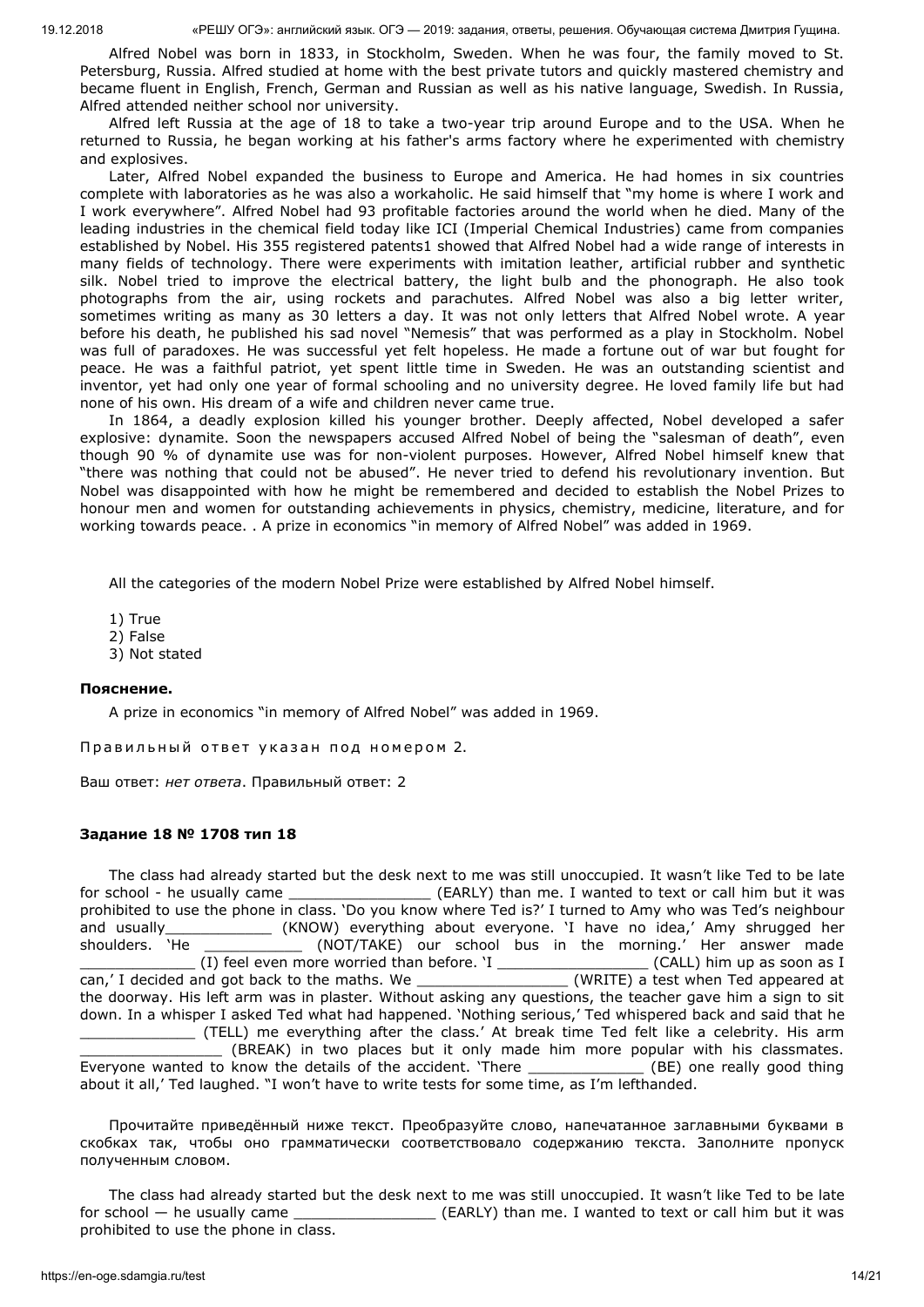Alfred Nobel was born in 1833, in Stockholm, Sweden. When he was four, the family moved to St. Petersburg, Russia. Alfred studied at home with the best private tutors and quickly mastered chemistry and became fluent in English, French, German and Russian as well as his native language, Swedish. In Russia, Alfred attended neither school nor university.

Alfred left Russia at the age of 18 to take a two-year trip around Europe and to the USA. When he returned to Russia, he began working at his father's arms factory where he experimented with chemistry and explosives.

Later, Alfred Nobel expanded the business to Europe and America. He had homes in six countries complete with laboratories as he was also a workaholic. He said himself that "my home is where I work and I work everywhere". Alfred Nobel had 93 profitable factories around the world when he died. Many of the leading industries in the chemical field today like ICI (Imperial Chemical Industries) came from companies established by Nobel. His 355 registered patents1 showed that Alfred Nobel had a wide range of interests in many fields of technology. There were experiments with imitation leather, artificial rubber and synthetic silk. Nobel tried to improve the electrical battery, the light bulb and the phonograph. He also took photographs from the air, using rockets and parachutes. Alfred Nobel was also a big letter writer, sometimes writing as many as 30 letters a day. It was not only letters that Alfred Nobel wrote. A year before his death, he published his sad novel "Nemesis" that was performed as a play in Stockholm. Nobel was full of paradoxes. He was successful yet felt hopeless. He made a fortune out of war but fought for peace. He was a faithful patriot, yet spent little time in Sweden. He was an outstanding scientist and inventor, yet had only one year of formal schooling and no university degree. He loved family life but had none of his own. His dream of a wife and children never came true.

In 1864, a deadly explosion killed his younger brother. Deeply affected, Nobel developed a safer explosive: dynamite. Soon the newspapers accused Alfred Nobel of being the "salesman of death", even though 90 % of dynamite use was for non-violent purposes. However, Alfred Nobel himself knew that "there was nothing that could not be abused". He never tried to defend his revolutionary invention. But Nobel was disappointed with how he might be remembered and decided to establish the Nobel Prizes to honour men and women for outstanding achievements in physics, chemistry, medicine, literature, and for working towards peace. . A prize in economics "in memory of Alfred Nobel" was added in 1969.

All the categories of the modern Nobel Prize were established by Alfred Nobel himself.

1) True
2) False
3) Not stated

**Пояснение.**

A prize in economics "in memory of Alfred Nobel" was added in 1969.

Правильный ответ указан под номером 2.

Ваш ответ: *нет ответа*. Правильный ответ: 2

**Задание 18 № 1708 тип 18**

The class had already started but the desk next to me was still unoccupied. It wasn't like Ted to be late for school - he usually came ________________ (EARLY) than me. I wanted to text or call him but it was prohibited to use the phone in class. 'Do you know where Ted is?' I turned to Amy who was Ted's neighbour and usually____________ (KNOW) everything about everyone. 'I have no idea,' Amy shrugged her shoulders. 'He ___________ (NOT/TAKE) our school bus in the morning.' Her answer made _____________ (I) feel even more worried than before. 'I _________________ (CALL) him up as soon as I can,' I decided and got back to the maths. We _________________ (WRITE) a test when Ted appeared at the doorway. His left arm was in plaster. Without asking any questions, the teacher gave him a sign to sit down. In a whisper I asked Ted what had happened. 'Nothing serious,' Ted whispered back and said that he _____________ (TELL) me everything after the class.' At break time Ted felt like a celebrity. His arm ________________ (BREAK) in two places but it only made him more popular with his classmates. Everyone wanted to know the details of the accident. 'There _____________ (BE) one really good thing about it all,' Ted laughed. "I won't have to write tests for some time, as I'm lefthanded.

Прочитайте приведённый ниже текст. Преобразуйте слово, напечатанное заглавными буквами в скобках так, чтобы оно грамматически соответствовало содержанию текста. Заполните пропуск полученным словом.

The class had already started but the desk next to me was still unoccupied. It wasn't like Ted to be late for school — he usually came ________________ (EARLY) than me. I wanted to text or call him but it was prohibited to use the phone in class.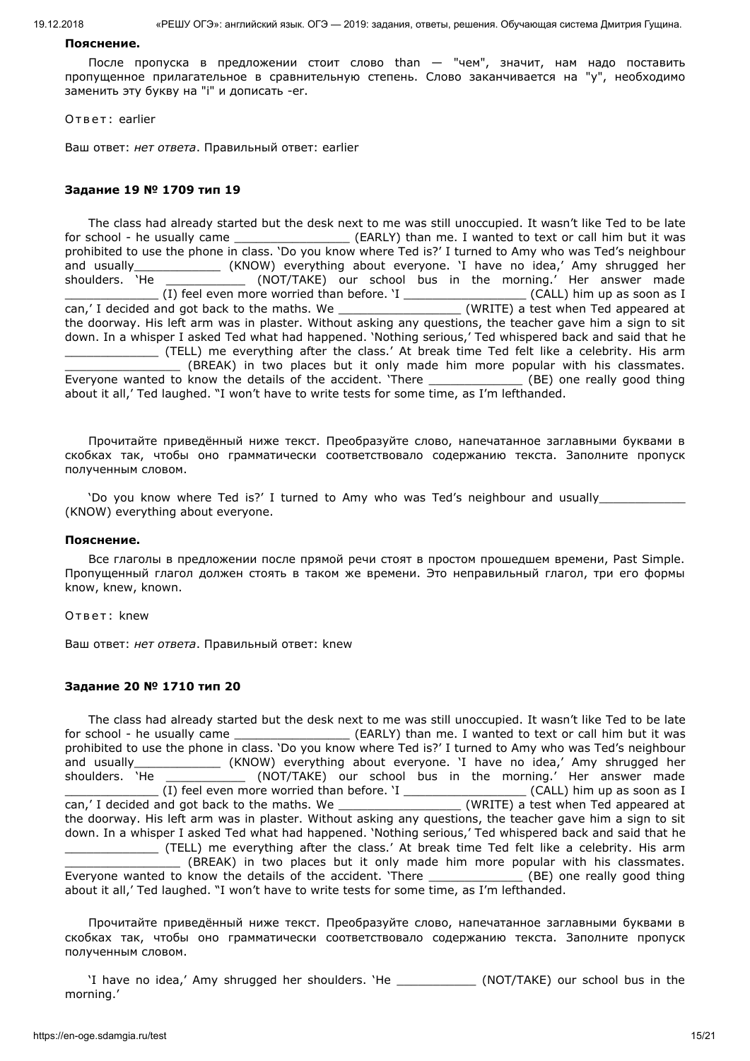**Пояснение.**

После пропуска в предложении стоит слово than — "чем", значит, нам надо поставить пропущенное прилагательное в сравнительную степень. Слово заканчивается на "y", необходимо заменить эту букву на "i" и дописать -er.

Ответ: earlier

Ваш ответ: *нет ответа*. Правильный ответ: earlier

### Задание 19 № 1709 тип 19

The class had already started but the desk next to me was still unoccupied. It wasn't like Ted to be late for school - he usually came ________________ (EARLY) than me. I wanted to text or call him but it was prohibited to use the phone in class. 'Do you know where Ted is?' I turned to Amy who was Ted's neighbour and usually____________ (KNOW) everything about everyone. 'I have no idea,' Amy shrugged her shoulders. 'He ___________ (NOT/TAKE) our school bus in the morning.' Her answer made _____________ (I) feel even more worried than before. 'I _________________ (CALL) him up as soon as I can,' I decided and got back to the maths. We _________________ (WRITE) a test when Ted appeared at the doorway. His left arm was in plaster. Without asking any questions, the teacher gave him a sign to sit down. In a whisper I asked Ted what had happened. 'Nothing serious,' Ted whispered back and said that he _____________ (TELL) me everything after the class.' At break time Ted felt like a celebrity. His arm ________________ (BREAK) in two places but it only made him more popular with his classmates. Everyone wanted to know the details of the accident. 'There _____________ (BE) one really good thing about it all,' Ted laughed. "I won't have to write tests for some time, as I'm lefthanded.

Прочитайте приведённый ниже текст. Преобразуйте слово, напечатанное заглавными буквами в скобках так, чтобы оно грамматически соответствовало содержанию текста. Заполните пропуск полученным словом.

'Do you know where Ted is?' I turned to Amy who was Ted's neighbour and usually____________ (KNOW) everything about everyone.

**Пояснение.**

Все глаголы в предложении после прямой речи стоят в простом прошедшем времени, Past Simple. Пропущенный глагол должен стоять в таком же времени. Это неправильный глагол, три его формы know, knew, known.

Ответ: knew

Ваш ответ: *нет ответа*. Правильный ответ: knew

### Задание 20 № 1710 тип 20

The class had already started but the desk next to me was still unoccupied. It wasn't like Ted to be late for school - he usually came ________________ (EARLY) than me. I wanted to text or call him but it was prohibited to use the phone in class. 'Do you know where Ted is?' I turned to Amy who was Ted's neighbour and usually____________ (KNOW) everything about everyone. 'I have no idea,' Amy shrugged her shoulders. 'He ___________ (NOT/TAKE) our school bus in the morning.' Her answer made _____________ (I) feel even more worried than before. 'I _________________ (CALL) him up as soon as I can,' I decided and got back to the maths. We _________________ (WRITE) a test when Ted appeared at the doorway. His left arm was in plaster. Without asking any questions, the teacher gave him a sign to sit down. In a whisper I asked Ted what had happened. 'Nothing serious,' Ted whispered back and said that he _____________ (TELL) me everything after the class.' At break time Ted felt like a celebrity. His arm ________________ (BREAK) in two places but it only made him more popular with his classmates. Everyone wanted to know the details of the accident. 'There _____________ (BE) one really good thing about it all,' Ted laughed. "I won't have to write tests for some time, as I'm lefthanded.

Прочитайте приведённый ниже текст. Преобразуйте слово, напечатанное заглавными буквами в скобках так, чтобы оно грамматически соответствовало содержанию текста. Заполните пропуск полученным словом.

'I have no idea,' Amy shrugged her shoulders. 'He ___________ (NOT/TAKE) our school bus in the morning.'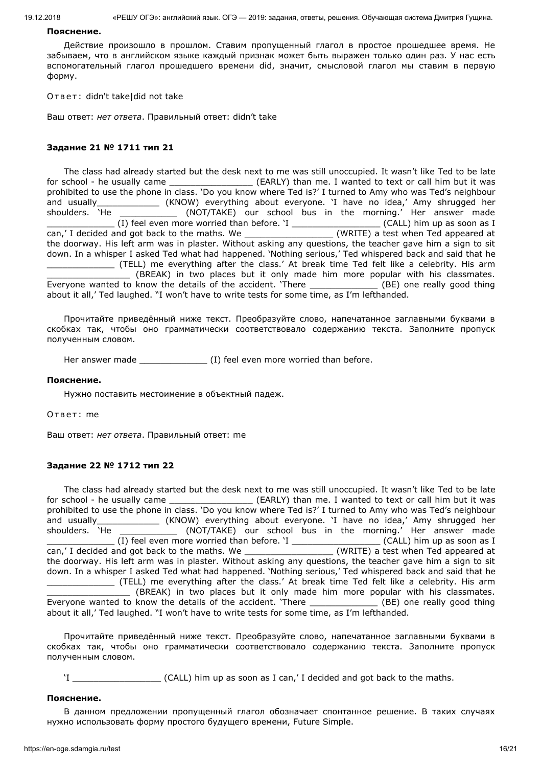**Пояснение.**

Действие произошло в прошлом. Ставим пропущенный глагол в простое прошедшее время. Не забываем, что в английском языке каждый признак может быть выражен только один раз. У нас есть вспомогательный глагол прошедшего времени did, значит, смысловой глагол мы ставим в первую форму.

Ответ: didn't take|did not take

Ваш ответ: *нет ответа*. Правильный ответ: didn't take

### Задание 21 № 1711 тип 21

The class had already started but the desk next to me was still unoccupied. It wasn't like Ted to be late for school - he usually came ________________ (EARLY) than me. I wanted to text or call him but it was prohibited to use the phone in class. 'Do you know where Ted is?' I turned to Amy who was Ted's neighbour and usually____________ (KNOW) everything about everyone. 'I have no idea,' Amy shrugged her shoulders. 'He ___________ (NOT/TAKE) our school bus in the morning.' Her answer made _____________ (I) feel even more worried than before. 'I _________________ (CALL) him up as soon as I can,' I decided and got back to the maths. We _________________ (WRITE) a test when Ted appeared at the doorway. His left arm was in plaster. Without asking any questions, the teacher gave him a sign to sit down. In a whisper I asked Ted what had happened. 'Nothing serious,' Ted whispered back and said that he _____________ (TELL) me everything after the class.' At break time Ted felt like a celebrity. His arm ________________ (BREAK) in two places but it only made him more popular with his classmates. Everyone wanted to know the details of the accident. 'There _____________ (BE) one really good thing about it all,' Ted laughed. "I won't have to write tests for some time, as I'm lefthanded.

Прочитайте приведённый ниже текст. Преобразуйте слово, напечатанное заглавными буквами в скобках так, чтобы оно грамматически соответствовало содержанию текста. Заполните пропуск полученным словом.

Her answer made _____________ (I) feel even more worried than before.

**Пояснение.**

Нужно поставить местоимение в объектный падеж.

Ответ: me

Ваш ответ: *нет ответа*. Правильный ответ: me

### Задание 22 № 1712 тип 22

The class had already started but the desk next to me was still unoccupied. It wasn't like Ted to be late for school - he usually came ________________ (EARLY) than me. I wanted to text or call him but it was prohibited to use the phone in class. 'Do you know where Ted is?' I turned to Amy who was Ted's neighbour and usually____________ (KNOW) everything about everyone. 'I have no idea,' Amy shrugged her shoulders. 'He ___________ (NOT/TAKE) our school bus in the morning.' Her answer made _____________ (I) feel even more worried than before. 'I _________________ (CALL) him up as soon as I can,' I decided and got back to the maths. We _________________ (WRITE) a test when Ted appeared at the doorway. His left arm was in plaster. Without asking any questions, the teacher gave him a sign to sit down. In a whisper I asked Ted what had happened. 'Nothing serious,' Ted whispered back and said that he _____________ (TELL) me everything after the class.' At break time Ted felt like a celebrity. His arm ________________ (BREAK) in two places but it only made him more popular with his classmates. Everyone wanted to know the details of the accident. 'There _____________ (BE) one really good thing about it all,' Ted laughed. "I won't have to write tests for some time, as I'm lefthanded.

Прочитайте приведённый ниже текст. Преобразуйте слово, напечатанное заглавными буквами в скобках так, чтобы оно грамматически соответствовало содержанию текста. Заполните пропуск полученным словом.

'I _________________ (CALL) him up as soon as I can,' I decided and got back to the maths.

**Пояснение.**

В данном предложении пропущенный глагол обозначает спонтанное решение. В таких случаях нужно использовать форму простого будущего времени, Future Simple.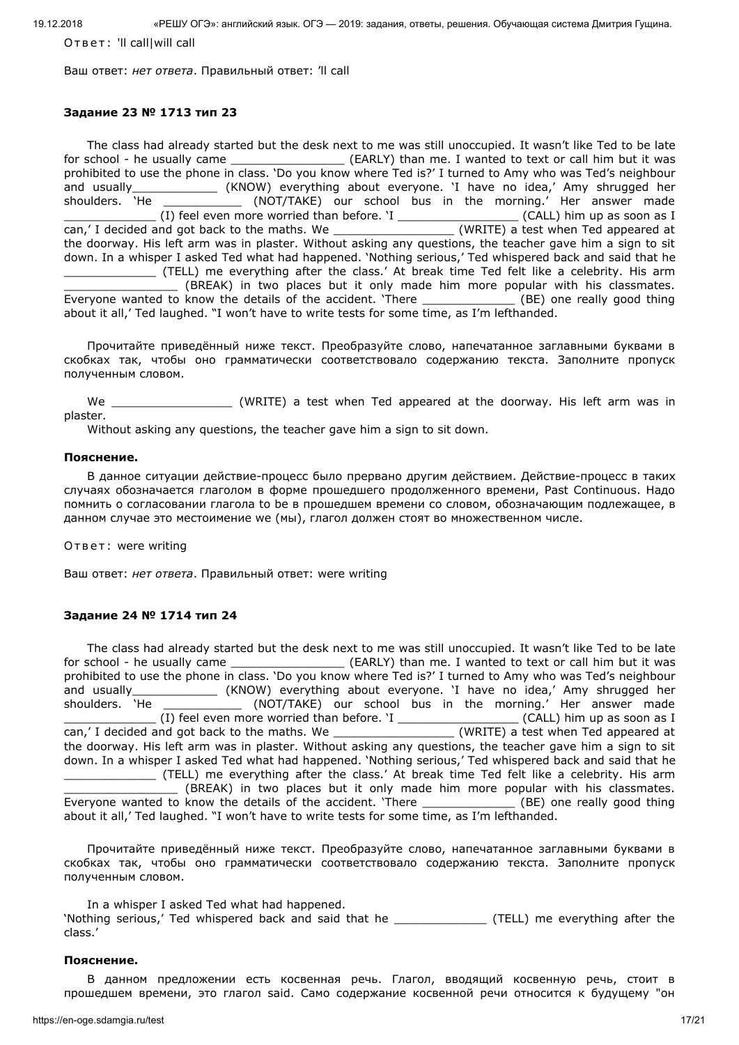Ответ: 'll call|will call

Ваш ответ: *нет ответа*. Правильный ответ: 'll call

### Задание 23 № 1713 тип 23

The class had already started but the desk next to me was still unoccupied. It wasn't like Ted to be late for school - he usually came ________________ (EARLY) than me. I wanted to text or call him but it was prohibited to use the phone in class. 'Do you know where Ted is?' I turned to Amy who was Ted's neighbour and usually____________ (KNOW) everything about everyone. 'I have no idea,' Amy shrugged her shoulders. 'He ___________ (NOT/TAKE) our school bus in the morning.' Her answer made _____________ (I) feel even more worried than before. 'I _________________ (CALL) him up as soon as I can,' I decided and got back to the maths. We _________________ (WRITE) a test when Ted appeared at the doorway. His left arm was in plaster. Without asking any questions, the teacher gave him a sign to sit down. In a whisper I asked Ted what had happened. 'Nothing serious,' Ted whispered back and said that he _____________ (TELL) me everything after the class.' At break time Ted felt like a celebrity. His arm ________________ (BREAK) in two places but it only made him more popular with his classmates. Everyone wanted to know the details of the accident. 'There _____________ (BE) one really good thing about it all,' Ted laughed. "I won't have to write tests for some time, as I'm lefthanded.

Прочитайте приведённый ниже текст. Преобразуйте слово, напечатанное заглавными буквами в скобках так, чтобы оно грамматически соответствовало содержанию текста. Заполните пропуск полученным словом.

We _________________ (WRITE) a test when Ted appeared at the doorway. His left arm was in plaster.
Without asking any questions, the teacher gave him a sign to sit down.

**Пояснение.**

В данное ситуации действие-процесс было прервано другим действием. Действие-процесс в таких случаях обозначается глаголом в форме прошедшего продолженного времени, Past Continuous. Надо помнить о согласовании глагола to be в прошедшем времени со словом, обозначающим подлежащее, в данном случае это местоимение we (мы), глагол должен стоят во множественном числе.

Ответ: were writing

Ваш ответ: *нет ответа*. Правильный ответ: were writing

### Задание 24 № 1714 тип 24

The class had already started but the desk next to me was still unoccupied. It wasn't like Ted to be late for school - he usually came ________________ (EARLY) than me. I wanted to text or call him but it was prohibited to use the phone in class. 'Do you know where Ted is?' I turned to Amy who was Ted's neighbour and usually____________ (KNOW) everything about everyone. 'I have no idea,' Amy shrugged her shoulders. 'He ___________ (NOT/TAKE) our school bus in the morning.' Her answer made _____________ (I) feel even more worried than before. 'I _________________ (CALL) him up as soon as I can,' I decided and got back to the maths. We _________________ (WRITE) a test when Ted appeared at the doorway. His left arm was in plaster. Without asking any questions, the teacher gave him a sign to sit down. In a whisper I asked Ted what had happened. 'Nothing serious,' Ted whispered back and said that he _____________ (TELL) me everything after the class.' At break time Ted felt like a celebrity. His arm ________________ (BREAK) in two places but it only made him more popular with his classmates. Everyone wanted to know the details of the accident. 'There _____________ (BE) one really good thing about it all,' Ted laughed. "I won't have to write tests for some time, as I'm lefthanded.

Прочитайте приведённый ниже текст. Преобразуйте слово, напечатанное заглавными буквами в скобках так, чтобы оно грамматически соответствовало содержанию текста. Заполните пропуск полученным словом.

In a whisper I asked Ted what had happened.
'Nothing serious,' Ted whispered back and said that he _____________ (TELL) me everything after the class.'

**Пояснение.**

В данном предложении есть косвенная речь. Глагол, вводящий косвенную речь, стоит в прошедшем времени, это глагол said. Само содержание косвенной речи относится к будущему "он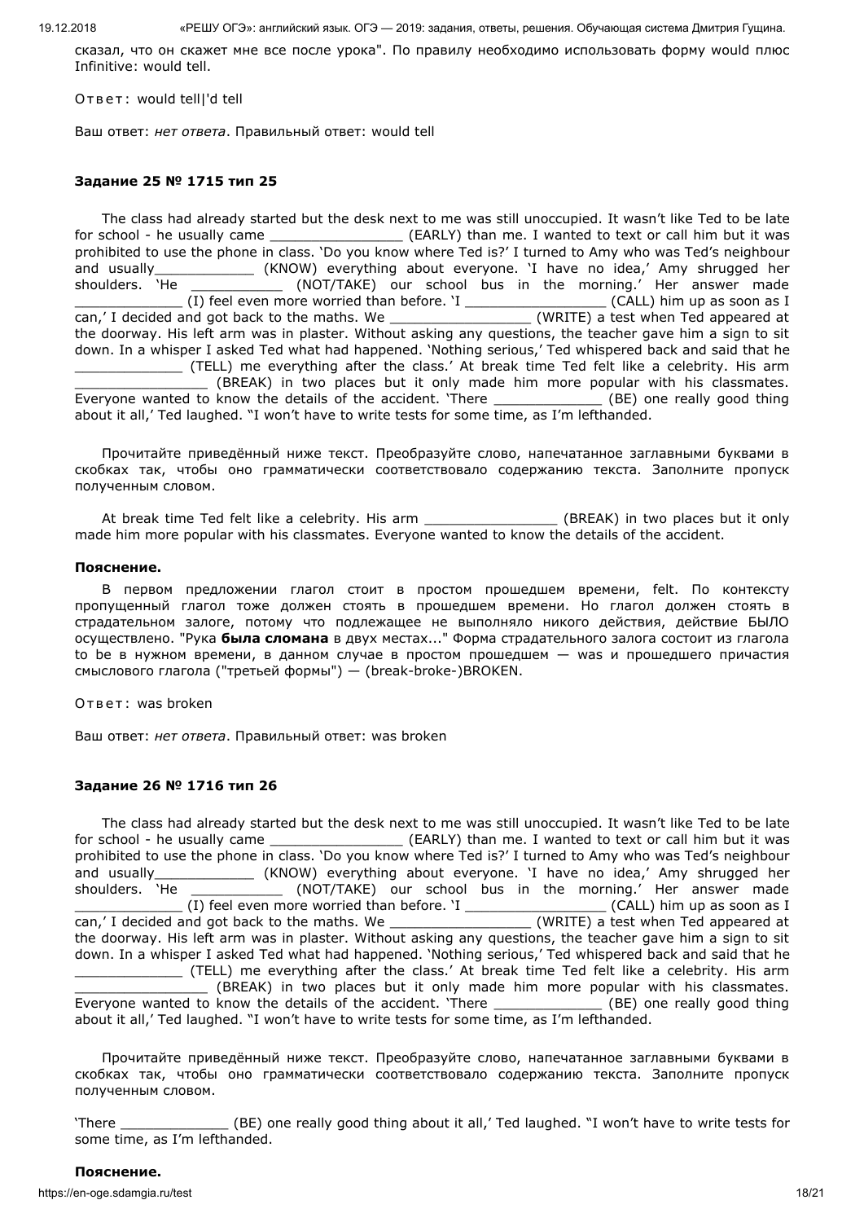сказал, что он скажет мне все после урока". По правилу необходимо использовать форму would плюс Infinitive: would tell.

Ответ: would tell|'d tell

Ваш ответ: *нет ответа*. Правильный ответ: would tell

### Задание 25 № 1715 тип 25

The class had already started but the desk next to me was still unoccupied. It wasn't like Ted to be late for school - he usually came ________________ (EARLY) than me. I wanted to text or call him but it was prohibited to use the phone in class. 'Do you know where Ted is?' I turned to Amy who was Ted's neighbour and usually____________ (KNOW) everything about everyone. 'I have no idea,' Amy shrugged her shoulders. 'He ___________ (NOT/TAKE) our school bus in the morning.' Her answer made _____________ (I) feel even more worried than before. 'I _________________ (CALL) him up as soon as I can,' I decided and got back to the maths. We _________________ (WRITE) a test when Ted appeared at the doorway. His left arm was in plaster. Without asking any questions, the teacher gave him a sign to sit down. In a whisper I asked Ted what had happened. 'Nothing serious,' Ted whispered back and said that he _____________ (TELL) me everything after the class.' At break time Ted felt like a celebrity. His arm ________________ (BREAK) in two places but it only made him more popular with his classmates. Everyone wanted to know the details of the accident. 'There _____________ (BE) one really good thing about it all,' Ted laughed. "I won't have to write tests for some time, as I'm lefthanded.

Прочитайте приведённый ниже текст. Преобразуйте слово, напечатанное заглавными буквами в скобках так, чтобы оно грамматически соответствовало содержанию текста. Заполните пропуск полученным словом.

At break time Ted felt like a celebrity. His arm ________________ (BREAK) in two places but it only made him more popular with his classmates. Everyone wanted to know the details of the accident.

**Пояснение.**

В первом предложении глагол стоит в простом прошедшем времени, felt. По контексту пропущенный глагол тоже должен стоять в прошедшем времени. Но глагол должен стоять в страдательном залоге, потому что подлежащее не выполняло никого действия, действие БЫЛО осуществлено. "Рука **была сломана** в двух местах..." Форма страдательного залога состоит из глагола to be в нужном времени, в данном случае в простом прошедшем — was и прошедшего причастия смыслового глагола ("третьей формы") — (break-broke-)BROKEN.

Ответ: was broken

Ваш ответ: *нет ответа*. Правильный ответ: was broken

### Задание 26 № 1716 тип 26

The class had already started but the desk next to me was still unoccupied. It wasn't like Ted to be late for school - he usually came ________________ (EARLY) than me. I wanted to text or call him but it was prohibited to use the phone in class. 'Do you know where Ted is?' I turned to Amy who was Ted's neighbour and usually____________ (KNOW) everything about everyone. 'I have no idea,' Amy shrugged her shoulders. 'He ___________ (NOT/TAKE) our school bus in the morning.' Her answer made _____________ (I) feel even more worried than before. 'I _________________ (CALL) him up as soon as I can,' I decided and got back to the maths. We _________________ (WRITE) a test when Ted appeared at the doorway. His left arm was in plaster. Without asking any questions, the teacher gave him a sign to sit down. In a whisper I asked Ted what had happened. 'Nothing serious,' Ted whispered back and said that he _____________ (TELL) me everything after the class.' At break time Ted felt like a celebrity. His arm ________________ (BREAK) in two places but it only made him more popular with his classmates. Everyone wanted to know the details of the accident. 'There _____________ (BE) one really good thing about it all,' Ted laughed. "I won't have to write tests for some time, as I'm lefthanded.

Прочитайте приведённый ниже текст. Преобразуйте слово, напечатанное заглавными буквами в скобках так, чтобы оно грамматически соответствовало содержанию текста. Заполните пропуск полученным словом.

'There _____________ (BE) one really good thing about it all,' Ted laughed. "I won't have to write tests for some time, as I'm lefthanded.

**Пояснение.**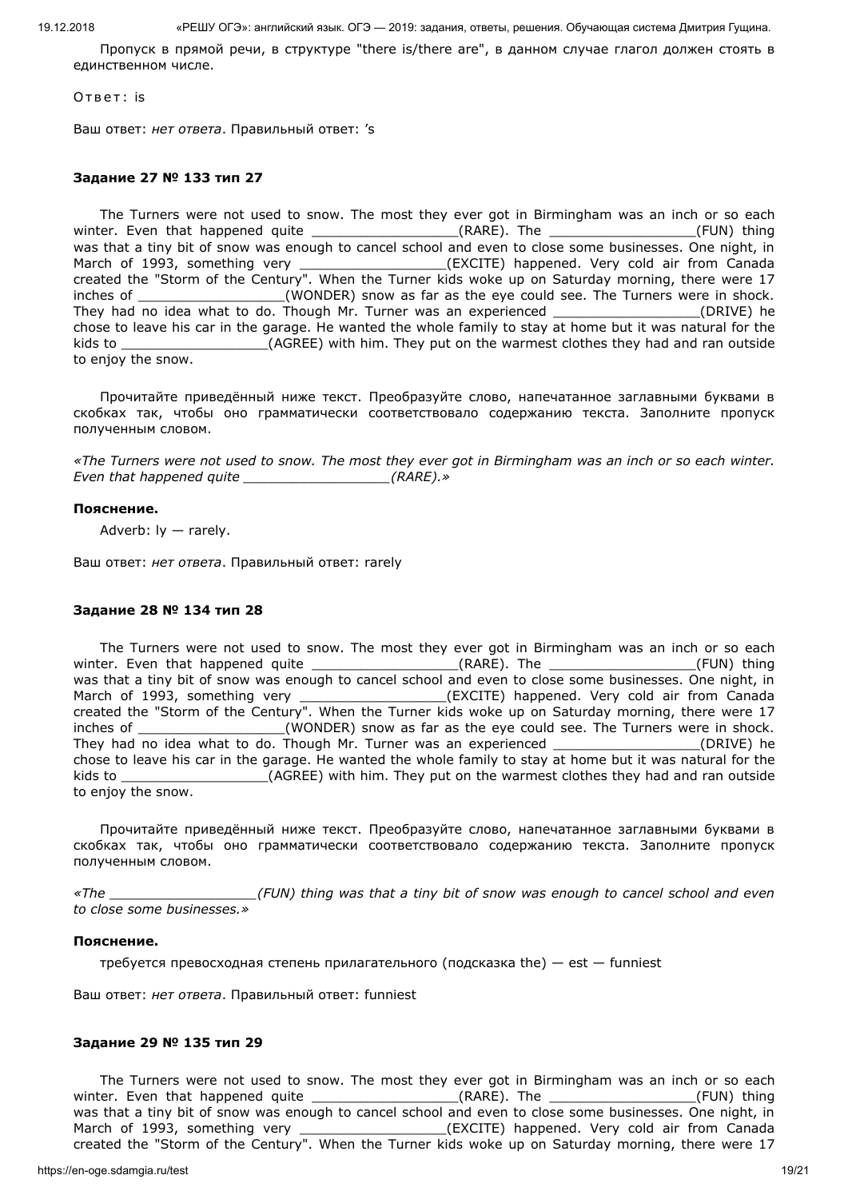Пропуск в прямой речи, в структуре "there is/there are", в данном случае глагол должен стоять в единственном числе.

Ответ: is

Ваш ответ: *нет ответа*. Правильный ответ: ’s

### Задание 27 № 133 тип 27

The Turners were not used to snow. The most they ever got in Birmingham was an inch or so each winter. Even that happened quite _________________(RARE). The _________________(FUN) thing was that a tiny bit of snow was enough to cancel school and even to close some businesses. One night, in March of 1993, something very _________________(EXCITE) happened. Very cold air from Canada created the "Storm of the Century". When the Turner kids woke up on Saturday morning, there were 17 inches of _________________(WONDER) snow as far as the eye could see. The Turners were in shock. They had no idea what to do. Though Mr. Turner was an experienced _________________(DRIVE) he chose to leave his car in the garage. He wanted the whole family to stay at home but it was natural for the kids to _________________(AGREE) with him. They put on the warmest clothes they had and ran outside to enjoy the snow.

Прочитайте приведённый ниже текст. Преобразуйте слово, напечатанное заглавными буквами в скобках так, чтобы оно грамматически соответствовало содержанию текста. Заполните пропуск полученным словом.

*«The Turners were not used to snow. The most they ever got in Birmingham was an inch or so each winter. Even that happened quite _________________(RARE).»*

**Пояснение.**

Adverb: ly — rarely.

Ваш ответ: *нет ответа*. Правильный ответ: rarely

### Задание 28 № 134 тип 28

The Turners were not used to snow. The most they ever got in Birmingham was an inch or so each winter. Even that happened quite _________________(RARE). The _________________(FUN) thing was that a tiny bit of snow was enough to cancel school and even to close some businesses. One night, in March of 1993, something very _________________(EXCITE) happened. Very cold air from Canada created the "Storm of the Century". When the Turner kids woke up on Saturday morning, there were 17 inches of _________________(WONDER) snow as far as the eye could see. The Turners were in shock. They had no idea what to do. Though Mr. Turner was an experienced _________________(DRIVE) he chose to leave his car in the garage. He wanted the whole family to stay at home but it was natural for the kids to _________________(AGREE) with him. They put on the warmest clothes they had and ran outside to enjoy the snow.

Прочитайте приведённый ниже текст. Преобразуйте слово, напечатанное заглавными буквами в скобках так, чтобы оно грамматически соответствовало содержанию текста. Заполните пропуск полученным словом.

*«The _________________(FUN) thing was that a tiny bit of snow was enough to cancel school and even to close some businesses.»*

**Пояснение.**

требуется превосходная степень прилагательного (подсказка the) — est — funniest

Ваш ответ: *нет ответа*. Правильный ответ: funniest

### Задание 29 № 135 тип 29

The Turners were not used to snow. The most they ever got in Birmingham was an inch or so each winter. Even that happened quite _________________(RARE). The _________________(FUN) thing was that a tiny bit of snow was enough to cancel school and even to close some businesses. One night, in March of 1993, something very _________________(EXCITE) happened. Very cold air from Canada created the "Storm of the Century". When the Turner kids woke up on Saturday morning, there were 17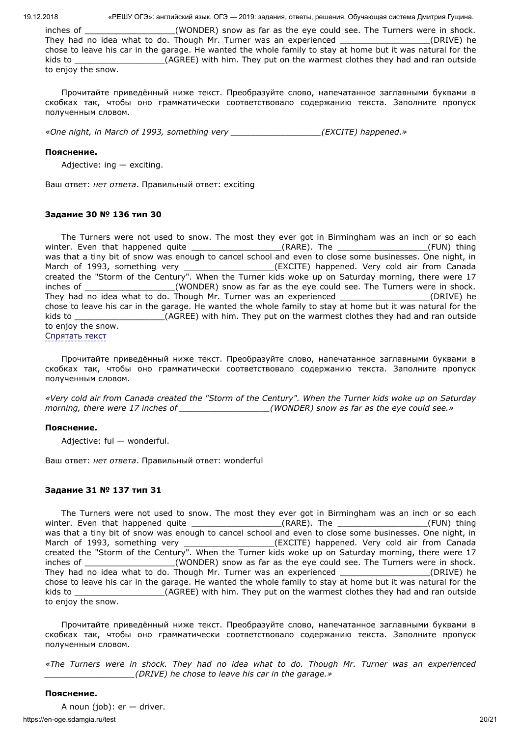inches of _________________(WONDER) snow as far as the eye could see. The Turners were in shock. They had no idea what to do. Though Mr. Turner was an experienced _________________(DRIVE) he chose to leave his car in the garage. He wanted the whole family to stay at home but it was natural for the kids to _________________(AGREE) with him. They put on the warmest clothes they had and ran outside to enjoy the snow.

Прочитайте приведённый ниже текст. Преобразуйте слово, напечатанное заглавными буквами в скобках так, чтобы оно грамматически соответствовало содержанию текста. Заполните пропуск полученным словом.

*«One night, in March of 1993, something very _________________(EXCITE) happened.»*

**Пояснение.**

Adjective: ing — exciting.

Ваш ответ: *нет ответа*. Правильный ответ: exciting

**Задание 30 № 136 тип 30**

The Turners were not used to snow. The most they ever got in Birmingham was an inch or so each winter. Even that happened quite _________________(RARE). The _________________(FUN) thing was that a tiny bit of snow was enough to cancel school and even to close some businesses. One night, in March of 1993, something very _________________(EXCITE) happened. Very cold air from Canada created the "Storm of the Century". When the Turner kids woke up on Saturday morning, there were 17 inches of _________________(WONDER) snow as far as the eye could see. The Turners were in shock. They had no idea what to do. Though Mr. Turner was an experienced _________________(DRIVE) he chose to leave his car in the garage. He wanted the whole family to stay at home but it was natural for the kids to _________________(AGREE) with him. They put on the warmest clothes they had and ran outside to enjoy the snow.

Спрятать текст

Прочитайте приведённый ниже текст. Преобразуйте слово, напечатанное заглавными буквами в скобках так, чтобы оно грамматически соответствовало содержанию текста. Заполните пропуск полученным словом.

*«Very cold air from Canada created the "Storm of the Century". When the Turner kids woke up on Saturday morning, there were 17 inches of _________________(WONDER) snow as far as the eye could see.»*

**Пояснение.**

Adjective: ful — wonderful.

Ваш ответ: *нет ответа*. Правильный ответ: wonderful

**Задание 31 № 137 тип 31**

The Turners were not used to snow. The most they ever got in Birmingham was an inch or so each winter. Even that happened quite _________________(RARE). The _________________(FUN) thing was that a tiny bit of snow was enough to cancel school and even to close some businesses. One night, in March of 1993, something very _________________(EXCITE) happened. Very cold air from Canada created the "Storm of the Century". When the Turner kids woke up on Saturday morning, there were 17 inches of _________________(WONDER) snow as far as the eye could see. The Turners were in shock. They had no idea what to do. Though Mr. Turner was an experienced _________________(DRIVE) he chose to leave his car in the garage. He wanted the whole family to stay at home but it was natural for the kids to _________________(AGREE) with him. They put on the warmest clothes they had and ran outside to enjoy the snow.

Прочитайте приведённый ниже текст. Преобразуйте слово, напечатанное заглавными буквами в скобках так, чтобы оно грамматически соответствовало содержанию текста. Заполните пропуск полученным словом.

*«The Turners were in shock. They had no idea what to do. Though Mr. Turner was an experienced _________________(DRIVE) he chose to leave his car in the garage.»*

**Пояснение.**

A noun (job): er — driver.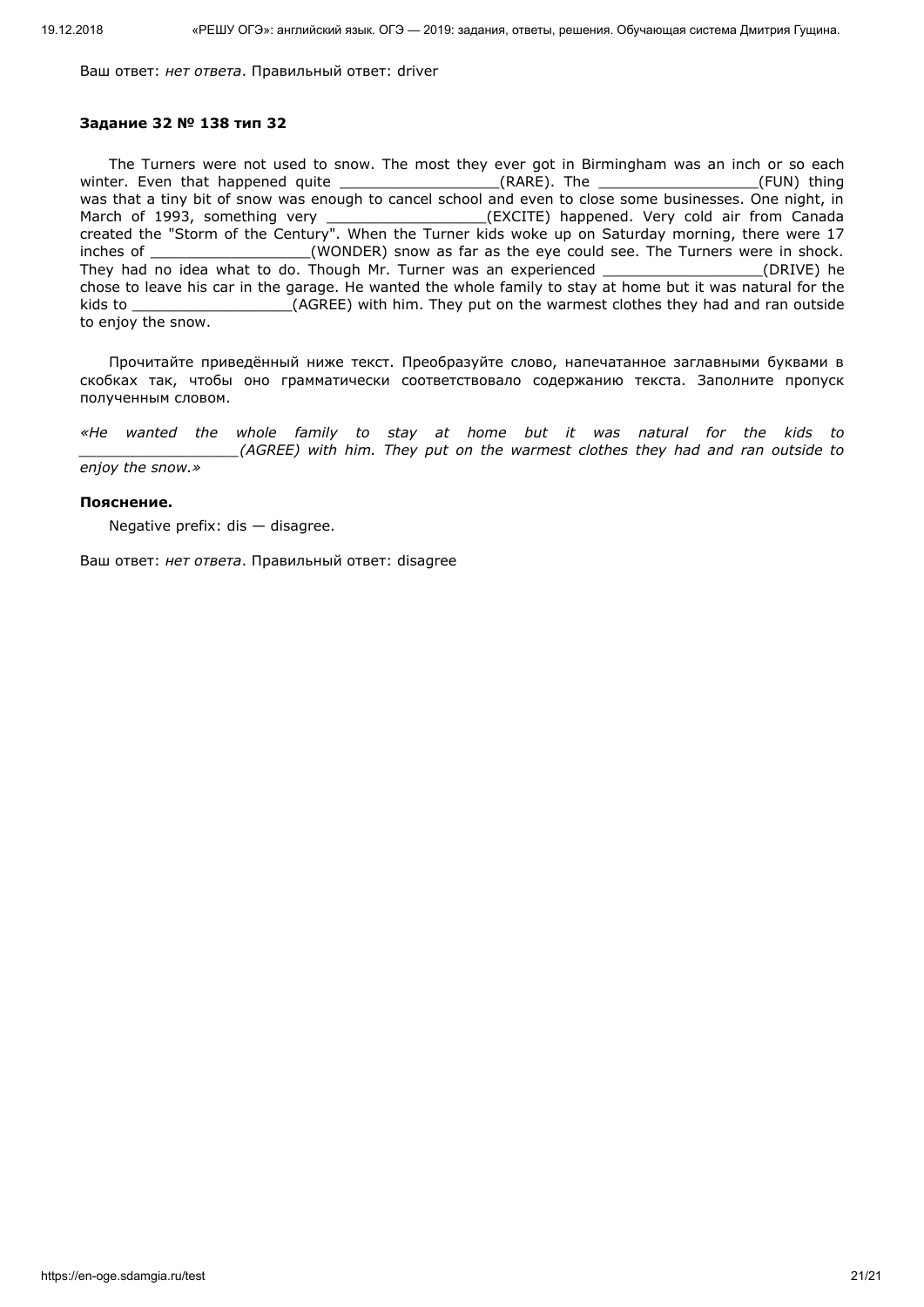Ваш ответ: *нет ответа*. Правильный ответ: driver

### Задание 32 № 138 тип 32

The Turners were not used to snow. The most they ever got in Birmingham was an inch or so each winter. Even that happened quite _________________(RARE). The _________________(FUN) thing was that a tiny bit of snow was enough to cancel school and even to close some businesses. One night, in March of 1993, something very _________________(EXCITE) happened. Very cold air from Canada created the "Storm of the Century". When the Turner kids woke up on Saturday morning, there were 17 inches of _________________(WONDER) snow as far as the eye could see. The Turners were in shock. They had no idea what to do. Though Mr. Turner was an experienced _________________(DRIVE) he chose to leave his car in the garage. He wanted the whole family to stay at home but it was natural for the kids to _________________(AGREE) with him. They put on the warmest clothes they had and ran outside to enjoy the snow.

Прочитайте приведённый ниже текст. Преобразуйте слово, напечатанное заглавными буквами в скобках так, чтобы оно грамматически соответствовало содержанию текста. Заполните пропуск полученным словом.

*«He wanted the whole family to stay at home but it was natural for the kids to _________________(AGREE) with him. They put on the warmest clothes they had and ran outside to enjoy the snow.»*

**Пояснение.**

Negative prefix: dis — disagree.

Ваш ответ: *нет ответа*. Правильный ответ: disagree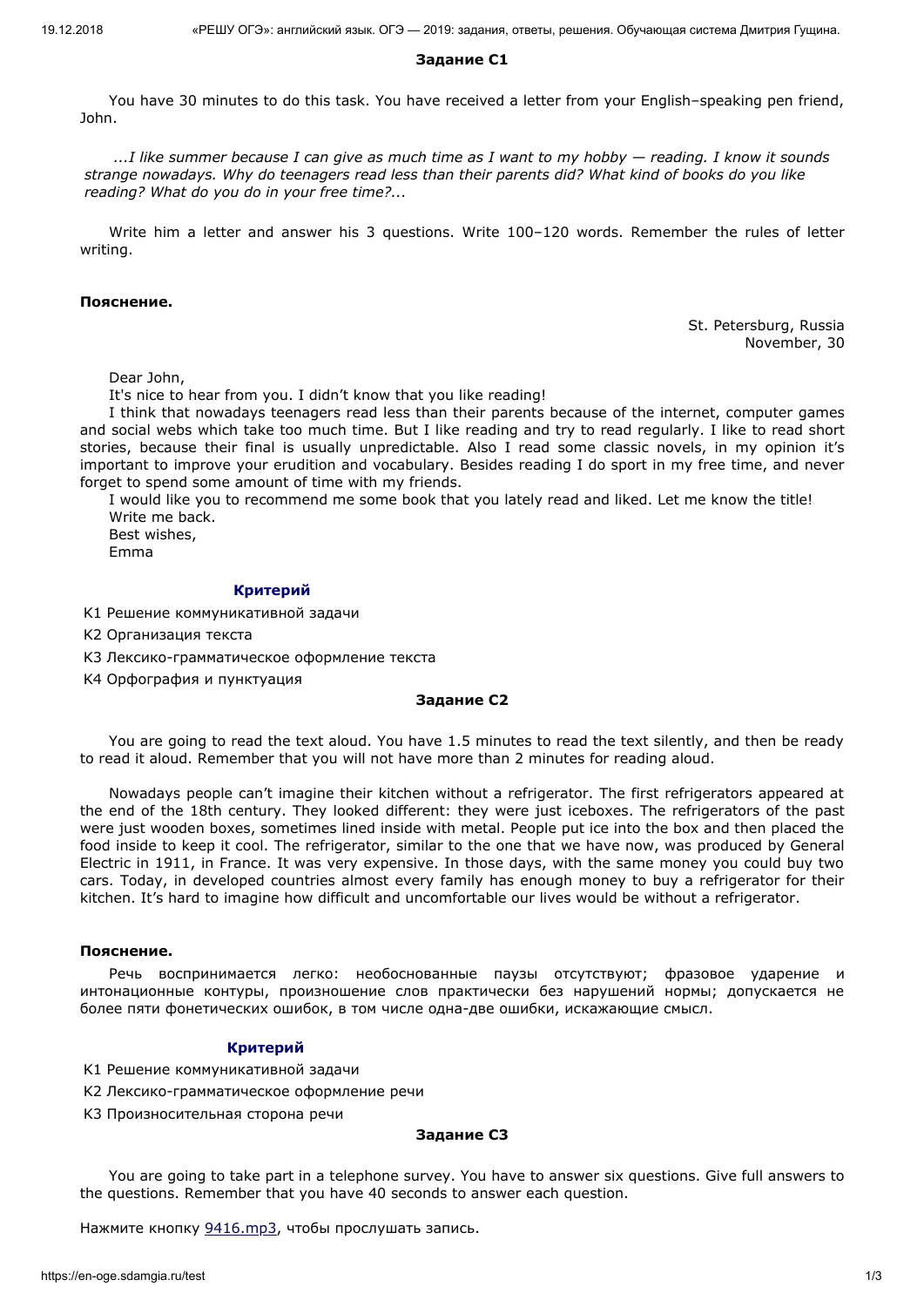**Задание C1**

You have 30 minutes to do this task. You have received a letter from your English–speaking pen friend, John.

*...I like summer because I can give as much time as I want to my hobby — reading. I know it sounds strange nowadays. Why do teenagers read less than their parents did? What kind of books do you like reading? What do you do in your free time?...*

Write him a letter and answer his 3 questions. Write 100–120 words. Remember the rules of letter writing.

**Пояснение.**

St. Petersburg, Russia
November, 30

Dear John,

It's nice to hear from you. I didn't know that you like reading!

I think that nowadays teenagers read less than their parents because of the internet, computer games and social webs which take too much time. But I like reading and try to read regularly. I like to read short stories, because their final is usually unpredictable. Also I read some classic novels, in my opinion it's important to improve your erudition and vocabulary. Besides reading I do sport in my free time, and never forget to spend some amount of time with my friends.

I would like you to recommend me some book that you lately read and liked. Let me know the title!

Write me back.

Best wishes,

Emma

**Критерий**

К1 Решение коммуникативной задачи

К2 Организация текста

К3 Лексико-грамматическое оформление текста

К4 Орфография и пунктуация

**Задание C2**

You are going to read the text aloud. You have 1.5 minutes to read the text silently, and then be ready to read it aloud. Remember that you will not have more than 2 minutes for reading aloud.

Nowadays people can't imagine their kitchen without a refrigerator. The first refrigerators appeared at the end of the 18th century. They looked different: they were just iceboxes. The refrigerators of the past were just wooden boxes, sometimes lined inside with metal. People put ice into the box and then placed the food inside to keep it cool. The refrigerator, similar to the one that we have now, was produced by General Electric in 1911, in France. It was very expensive. In those days, with the same money you could buy two cars. Today, in developed countries almost every family has enough money to buy a refrigerator for their kitchen. It's hard to imagine how difficult and uncomfortable our lives would be without a refrigerator.

**Пояснение.**

Речь воспринимается легко: необоснованные паузы отсутствуют; фразовое ударение и интонационные контуры, произношение слов практически без нарушений нормы; допускается не более пяти фонетических ошибок, в том числе одна-две ошибки, искажающие смысл.

**Критерий**

К1 Решение коммуникативной задачи

К2 Лексико-грамматическое оформление речи

К3 Произносительная сторона речи

**Задание C3**

You are going to take part in a telephone survey. You have to answer six questions. Give full answers to the questions. Remember that you have 40 seconds to answer each question.

Нажмите кнопку 9416.mp3, чтобы прослушать запись.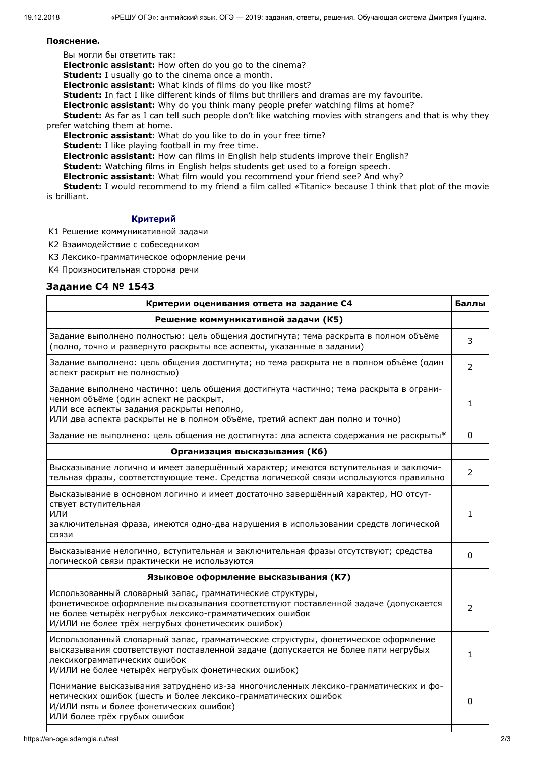**Пояснение.**

Вы могли бы ответить так:

**Electronic assistant:** How often do you go to the cinema?

**Student:** I usually go to the cinema once a month.

**Electronic assistant:** What kinds of films do you like most?

**Student:** In fact I like different kinds of films but thrillers and dramas are my favourite.

**Electronic assistant:** Why do you think many people prefer watching films at home?

**Student:** As far as I can tell such people don't like watching movies with strangers and that is why they prefer watching them at home.

**Electronic assistant:** What do you like to do in your free time?

**Student:** I like playing football in my free time.

**Electronic assistant:** How can films in English help students improve their English?

**Student:** Watching films in English helps students get used to a foreign speech.

**Electronic assistant:** What film would you recommend your friend see? And why?

**Student:** I would recommend to my friend a film called «Titanic» because I think that plot of the movie is brilliant.

**Критерий**

К1 Решение коммуникативной задачи

К2 Взаимодействие с собеседником

К3 Лексико-грамматическое оформление речи

К4 Произносительная сторона речи

## Задание C4 № 1543

| Критерии оценивания ответа на задание С4 | Баллы |
|---|---|
| **Решение коммуникативной задачи (К5)** | |
| Задание выполнено полностью: цель общения достигнута; тема раскрыта в полном объёме (полно, точно и развернуто раскрыты все аспекты, указанные в задании) | 3 |
| Задание выполнено: цель общения достигнута; но тема раскрыта не в полном объёме (один аспект раскрыт не полностью) | 2 |
| Задание выполнено частично: цель общения достигнута частично; тема раскрыта в ограниченном объёме (один аспект не раскрыт, ИЛИ все аспекты задания раскрыты неполно, ИЛИ два аспекта раскрыты не в полном объёме, третий аспект дан полно и точно) | 1 |
| Задание не выполнено: цель общения не достигнута: два аспекта содержания не раскрыты* | 0 |
| **Организация высказывания (К6)** | |
| Высказывание логично и имеет завершённый характер; имеются вступительная и заключительная фразы, соответствующие теме. Средства логической связи используются правильно | 2 |
| Высказывание в основном логично и имеет достаточно завершённый характер, НО отсутствует вступительная ИЛИ заключительная фраза, имеются одно-два нарушения в использовании средств логической связи | 1 |
| Высказывание нелогично, вступительная и заключительная фразы отсутствуют; средства логической связи практически не используются | 0 |
| **Языковое оформление высказывания (К7)** | |
| Использованный словарный запас, грамматические структуры, фонетическое оформление высказывания соответствуют поставленной задаче (допускается не более четырёх негрубых лексико-грамматических ошибок И/ИЛИ не более трёх негрубых фонетических ошибок) | 2 |
| Использованный словарный запас, грамматические структуры, фонетическое оформление высказывания соответствуют поставленной задаче (допускается не более пяти негрубых лексикограмматических ошибок И/ИЛИ не более четырёх негрубых фонетических ошибок) | 1 |
| Понимание высказывания затруднено из-за многочисленных лексико-грамматических и фонетических ошибок (шесть и более лексико-грамматических ошибок И/ИЛИ пять и более фонетических ошибок) ИЛИ более трёх грубых ошибок | 0 |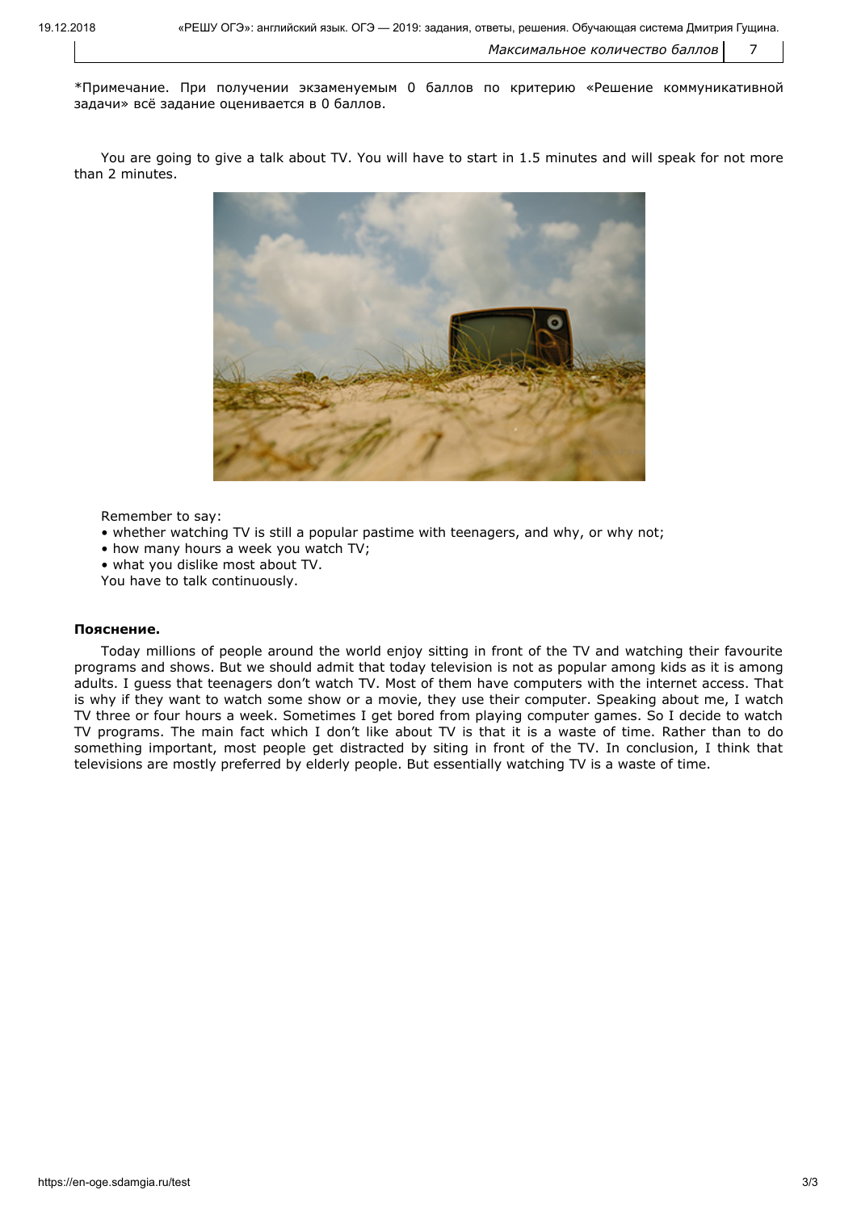| | |
|---|---|
| *Максимальное количество баллов* | 7 |

*Примечание. При получении экзаменуемым 0 баллов по критерию «Решение коммуникативной задачи» всё задание оценивается в 0 баллов.

You are going to give a talk about TV. You will have to start in 1.5 minutes and will speak for not more than 2 minutes.

Remember to say:

- whether watching TV is still a popular pastime with teenagers, and why, or why not;
- how many hours a week you watch TV;
- what you dislike most about TV.

You have to talk continuously.

**Пояснение.**

Today millions of people around the world enjoy sitting in front of the TV and watching their favourite programs and shows. But we should admit that today television is not as popular among kids as it is among adults. I guess that teenagers don't watch TV. Most of them have computers with the internet access. That is why if they want to watch some show or a movie, they use their computer. Speaking about me, I watch TV three or four hours a week. Sometimes I get bored from playing computer games. So I decide to watch TV programs. The main fact which I don't like about TV is that it is a waste of time. Rather than to do something important, most people get distracted by siting in front of the TV. In conclusion, I think that televisions are mostly preferred by elderly people. But essentially watching TV is a waste of time.